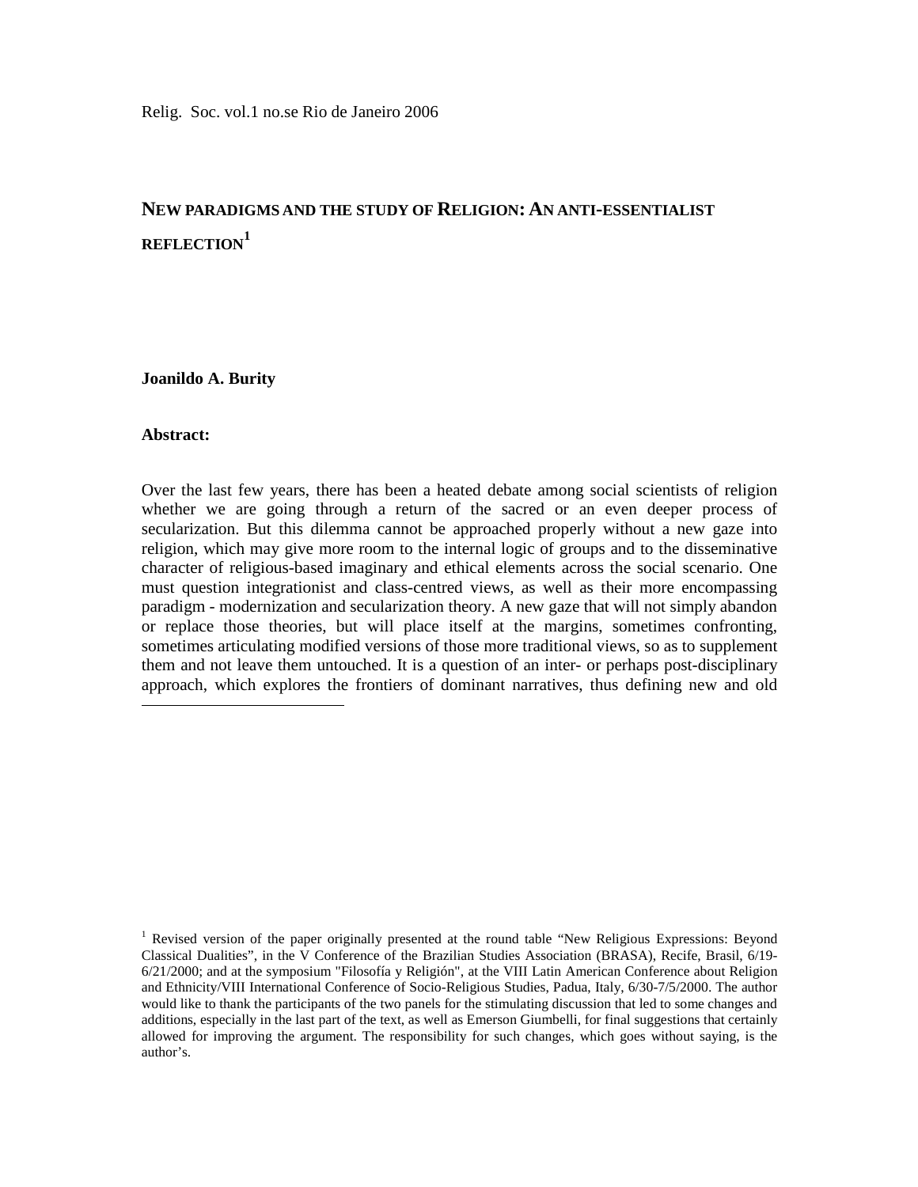Relig. Soc. vol.1 no.se Rio de Janeiro 2006

# NEW PARADIGMS AND THE STUDY OF RELIGION: AN ANTI-ESSENTIALIST REFLECTION[1]

**Joanildo A. Burity**

**Abstract:**

Over the last few years, there has been a heated debate among social scientists of religion whether we are going through a return of the sacred or an even deeper process of secularization. But this dilemma cannot be approached properly without a new gaze into religion, which may give more room to the internal logic of groups and to the disseminative character of religious-based imaginary and ethical elements across the social scenario. One must question integrationist and class-centred views, as well as their more encompassing paradigm - modernization and secularization theory. A new gaze that will not simply abandon or replace those theories, but will place itself at the margins, sometimes confronting, sometimes articulating modified versions of those more traditional views, so as to supplement them and not leave them untouched. It is a question of an inter- or perhaps post-disciplinary approach, which explores the frontiers of dominant narratives, thus defining new and old

[1] Revised version of the paper originally presented at the round table "New Religious Expressions: Beyond Classical Dualities", in the V Conference of the Brazilian Studies Association (BRASA), Recife, Brasil, 6/19-6/21/2000; and at the symposium "Filosofía y Religión", at the VIII Latin American Conference about Religion and Ethnicity/VIII International Conference of Socio-Religious Studies, Padua, Italy, 6/30-7/5/2000. The author would like to thank the participants of the two panels for the stimulating discussion that led to some changes and additions, especially in the last part of the text, as well as Emerson Giumbelli, for final suggestions that certainly allowed for improving the argument. The responsibility for such changes, which goes without saying, is the author's.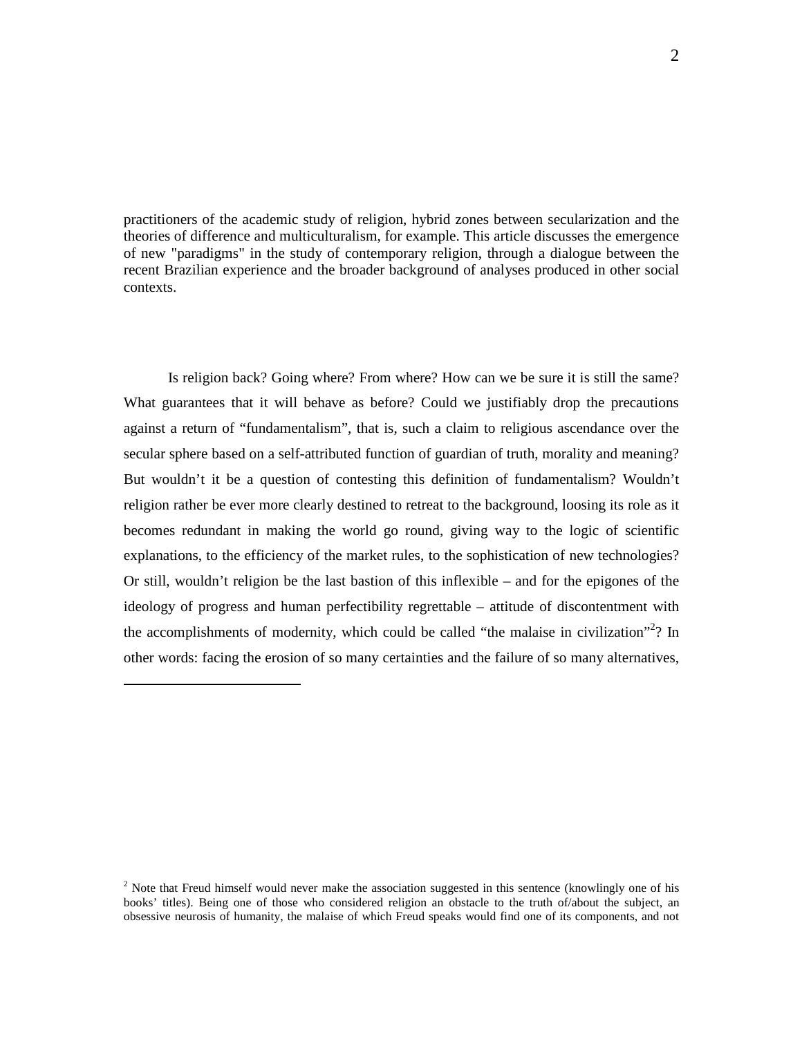practitioners of the academic study of religion, hybrid zones between secularization and the theories of difference and multiculturalism, for example. This article discusses the emergence of new "paradigms" in the study of contemporary religion, through a dialogue between the recent Brazilian experience and the broader background of analyses produced in other social contexts.

Is religion back? Going where? From where? How can we be sure it is still the same? What guarantees that it will behave as before? Could we justifiably drop the precautions against a return of “fundamentalism”, that is, such a claim to religious ascendance over the secular sphere based on a self-attributed function of guardian of truth, morality and meaning? But wouldn’t it be a question of contesting this definition of fundamentalism? Wouldn’t religion rather be ever more clearly destined to retreat to the background, loosing its role as it becomes redundant in making the world go round, giving way to the logic of scientific explanations, to the efficiency of the market rules, to the sophistication of new technologies? Or still, wouldn’t religion be the last bastion of this inflexible – and for the epigones of the ideology of progress and human perfectibility regrettable – attitude of discontentment with the accomplishments of modernity, which could be called “the malaise in civilization”[2]? In other words: facing the erosion of so many certainties and the failure of so many alternatives,

[2] Note that Freud himself would never make the association suggested in this sentence (knowingly one of his books’ titles). Being one of those who considered religion an obstacle to the truth of/about the subject, an obsessive neurosis of humanity, the malaise of which Freud speaks would find one of its components, and not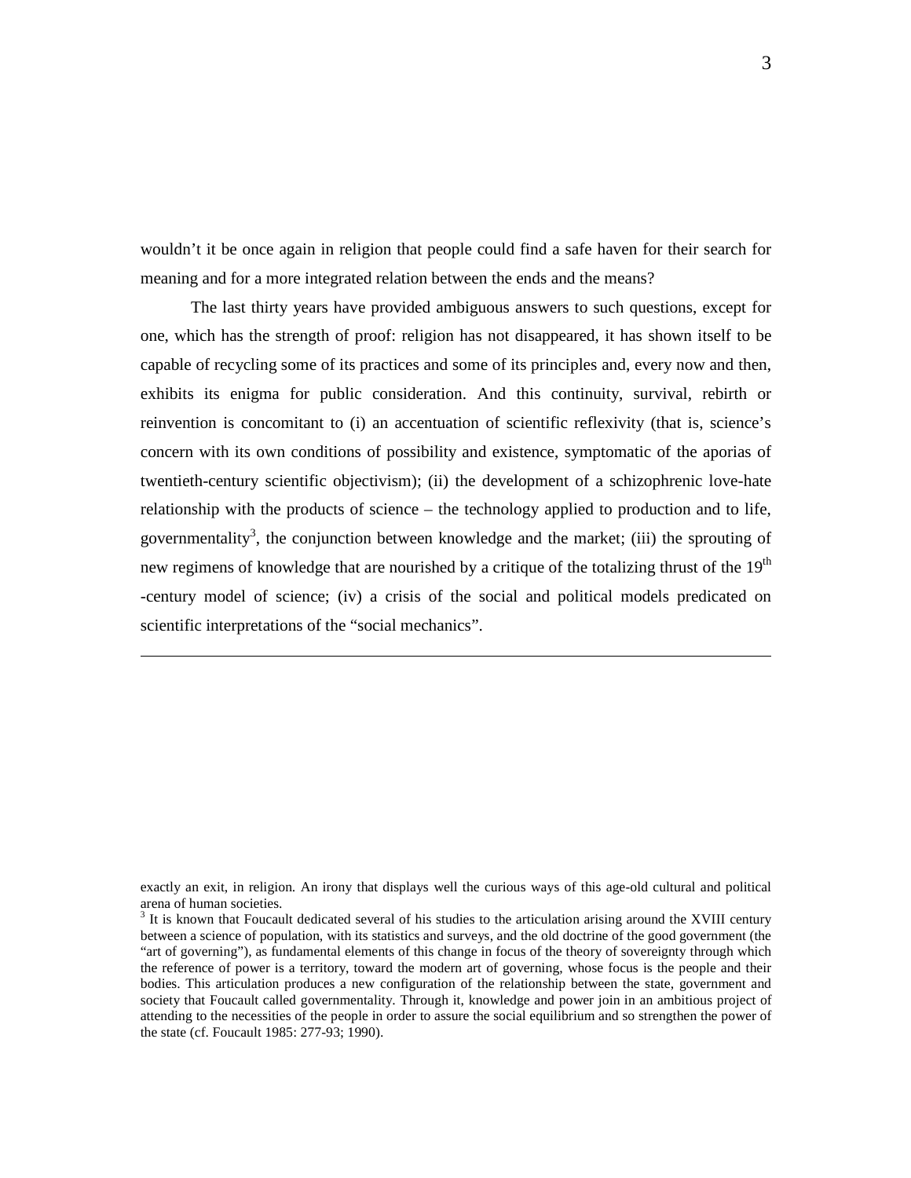wouldn't it be once again in religion that people could find a safe haven for their search for meaning and for a more integrated relation between the ends and the means?

The last thirty years have provided ambiguous answers to such questions, except for one, which has the strength of proof: religion has not disappeared, it has shown itself to be capable of recycling some of its practices and some of its principles and, every now and then, exhibits its enigma for public consideration. And this continuity, survival, rebirth or reinvention is concomitant to (i) an accentuation of scientific reflexivity (that is, science's concern with its own conditions of possibility and existence, symptomatic of the aporias of twentieth-century scientific objectivism); (ii) the development of a schizophrenic love-hate relationship with the products of science – the technology applied to production and to life, governmentality[3], the conjunction between knowledge and the market; (iii) the sprouting of new regimens of knowledge that are nourished by a critique of the totalizing thrust of the 19th-century model of science; (iv) a crisis of the social and political models predicated on scientific interpretations of the "social mechanics".

---

exactly an exit, in religion. An irony that displays well the curious ways of this age-old cultural and political arena of human societies.

[3] It is known that Foucault dedicated several of his studies to the articulation arising around the XVIII century between a science of population, with its statistics and surveys, and the old doctrine of the good government (the "art of governing"), as fundamental elements of this change in focus of the theory of sovereignty through which the reference of power is a territory, toward the modern art of governing, whose focus is the people and their bodies. This articulation produces a new configuration of the relationship between the state, government and society that Foucault called governmentality. Through it, knowledge and power join in an ambitious project of attending to the necessities of the people in order to assure the social equilibrium and so strengthen the power of the state (cf. Foucault 1985: 277-93; 1990).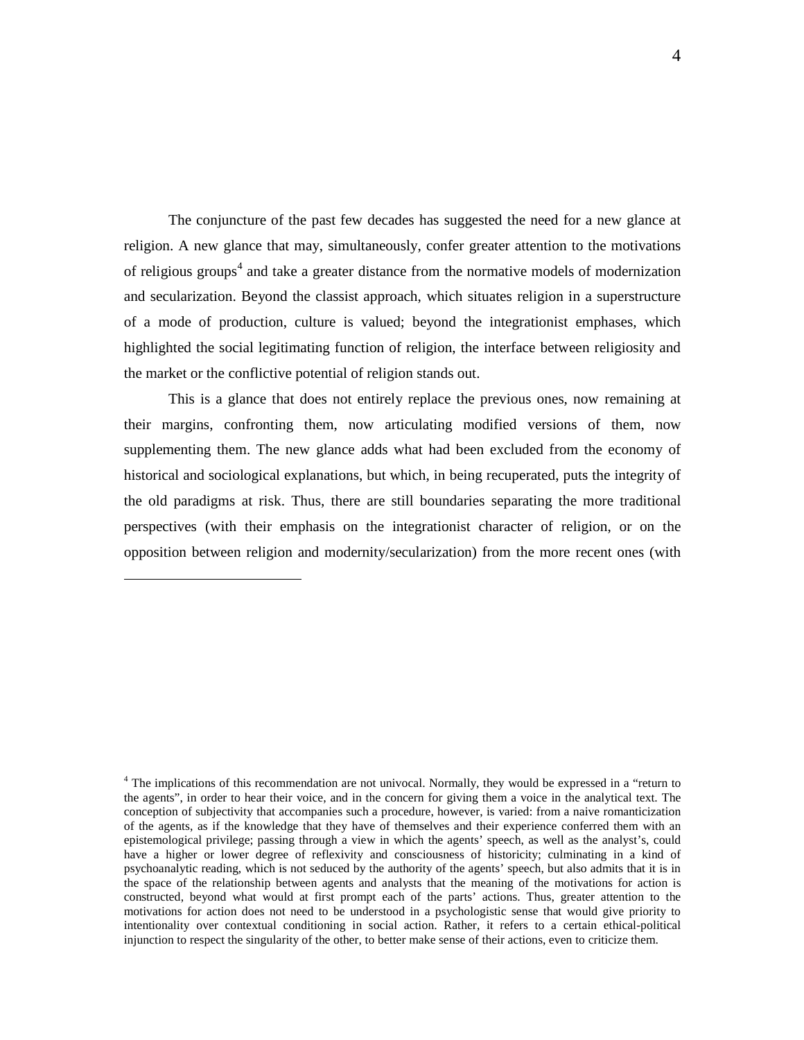The conjuncture of the past few decades has suggested the need for a new glance at religion. A new glance that may, simultaneously, confer greater attention to the motivations of religious groups[4] and take a greater distance from the normative models of modernization and secularization. Beyond the classist approach, which situates religion in a superstructure of a mode of production, culture is valued; beyond the integrationist emphases, which highlighted the social legitimating function of religion, the interface between religiosity and the market or the conflictive potential of religion stands out.

This is a glance that does not entirely replace the previous ones, now remaining at their margins, confronting them, now articulating modified versions of them, now supplementing them. The new glance adds what had been excluded from the economy of historical and sociological explanations, but which, in being recuperated, puts the integrity of the old paradigms at risk. Thus, there are still boundaries separating the more traditional perspectives (with their emphasis on the integrationist character of religion, or on the opposition between religion and modernity/secularization) from the more recent ones (with

---

[4] The implications of this recommendation are not univocal. Normally, they would be expressed in a "return to the agents", in order to hear their voice, and in the concern for giving them a voice in the analytical text. The conception of subjectivity that accompanies such a procedure, however, is varied: from a naive romanticization of the agents, as if the knowledge that they have of themselves and their experience conferred them with an epistemological privilege; passing through a view in which the agents' speech, as well as the analyst's, could have a higher or lower degree of reflexivity and consciousness of historicity; culminating in a kind of psychoanalytic reading, which is not seduced by the authority of the agents' speech, but also admits that it is in the space of the relationship between agents and analysts that the meaning of the motivations for action is constructed, beyond what would at first prompt each of the parts' actions. Thus, greater attention to the motivations for action does not need to be understood in a psychologistic sense that would give priority to intentionality over contextual conditioning in social action. Rather, it refers to a certain ethical-political injunction to respect the singularity of the other, to better make sense of their actions, even to criticize them.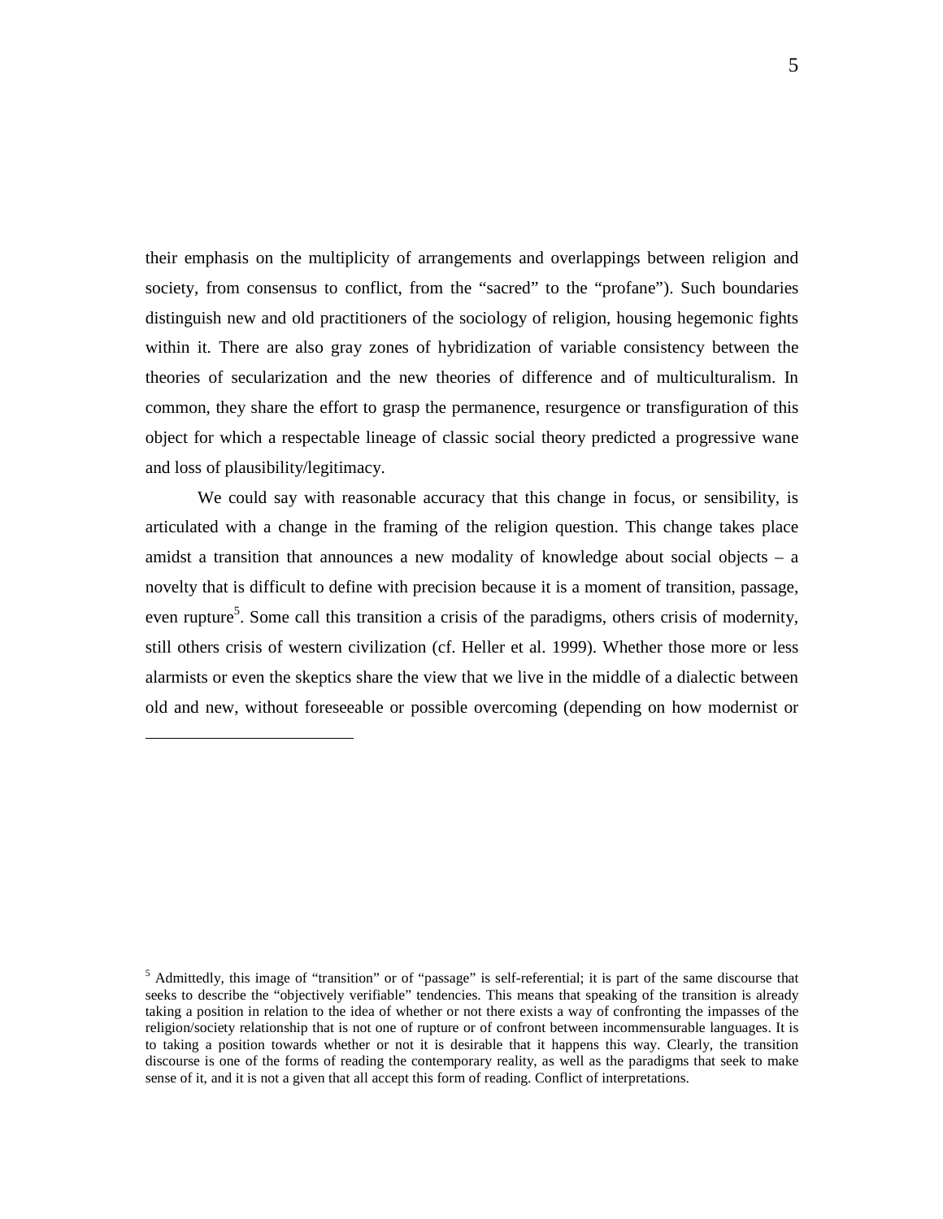their emphasis on the multiplicity of arrangements and overlappings between religion and society, from consensus to conflict, from the "sacred" to the "profane"). Such boundaries distinguish new and old practitioners of the sociology of religion, housing hegemonic fights within it. There are also gray zones of hybridization of variable consistency between the theories of secularization and the new theories of difference and of multiculturalism. In common, they share the effort to grasp the permanence, resurgence or transfiguration of this object for which a respectable lineage of classic social theory predicted a progressive wane and loss of plausibility/legitimacy.

We could say with reasonable accuracy that this change in focus, or sensibility, is articulated with a change in the framing of the religion question. This change takes place amidst a transition that announces a new modality of knowledge about social objects – a novelty that is difficult to define with precision because it is a moment of transition, passage, even rupture[5]. Some call this transition a crisis of the paradigms, others crisis of modernity, still others crisis of western civilization (cf. Heller et al. 1999). Whether those more or less alarmists or even the skeptics share the view that we live in the middle of a dialectic between old and new, without foreseeable or possible overcoming (depending on how modernist or

[5] Admittedly, this image of "transition" or of "passage" is self-referential; it is part of the same discourse that seeks to describe the "objectively verifiable" tendencies. This means that speaking of the transition is already taking a position in relation to the idea of whether or not there exists a way of confronting the impasses of the religion/society relationship that is not one of rupture or of confront between incommensurable languages. It is to taking a position towards whether or not it is desirable that it happens this way. Clearly, the transition discourse is one of the forms of reading the contemporary reality, as well as the paradigms that seek to make sense of it, and it is not a given that all accept this form of reading. Conflict of interpretations.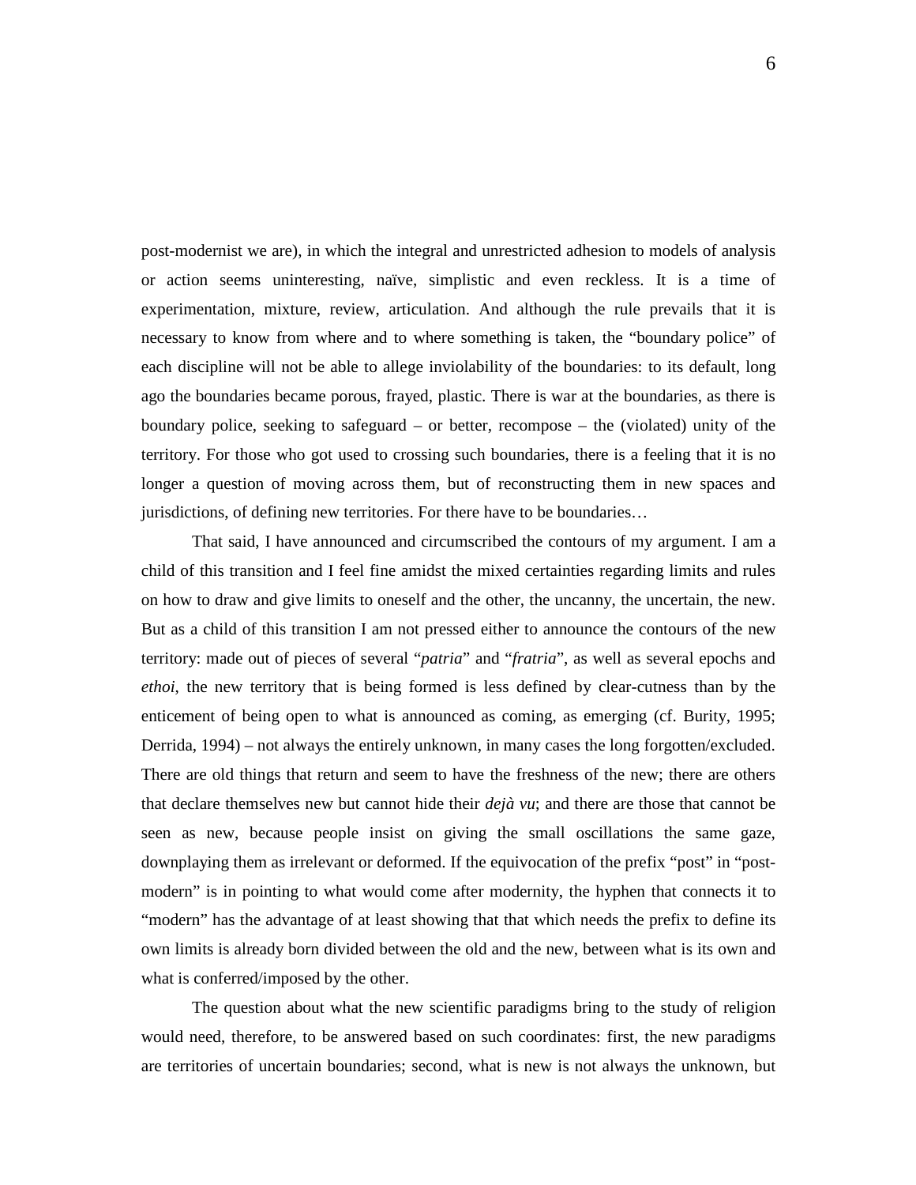post-modernist we are), in which the integral and unrestricted adhesion to models of analysis or action seems uninteresting, naïve, simplistic and even reckless. It is a time of experimentation, mixture, review, articulation. And although the rule prevails that it is necessary to know from where and to where something is taken, the "boundary police" of each discipline will not be able to allege inviolability of the boundaries: to its default, long ago the boundaries became porous, frayed, plastic. There is war at the boundaries, as there is boundary police, seeking to safeguard – or better, recompose – the (violated) unity of the territory. For those who got used to crossing such boundaries, there is a feeling that it is no longer a question of moving across them, but of reconstructing them in new spaces and jurisdictions, of defining new territories. For there have to be boundaries…

That said, I have announced and circumscribed the contours of my argument. I am a child of this transition and I feel fine amidst the mixed certainties regarding limits and rules on how to draw and give limits to oneself and the other, the uncanny, the uncertain, the new. But as a child of this transition I am not pressed either to announce the contours of the new territory: made out of pieces of several "*patria*" and "*fratria*", as well as several epochs and *ethoi*, the new territory that is being formed is less defined by clear-cutness than by the enticement of being open to what is announced as coming, as emerging (cf. Burity, 1995; Derrida, 1994) – not always the entirely unknown, in many cases the long forgotten/excluded. There are old things that return and seem to have the freshness of the new; there are others that declare themselves new but cannot hide their *dejà vu*; and there are those that cannot be seen as new, because people insist on giving the small oscillations the same gaze, downplaying them as irrelevant or deformed. If the equivocation of the prefix "post" in "post-modern" is in pointing to what would come after modernity, the hyphen that connects it to "modern" has the advantage of at least showing that that which needs the prefix to define its own limits is already born divided between the old and the new, between what is its own and what is conferred/imposed by the other.

The question about what the new scientific paradigms bring to the study of religion would need, therefore, to be answered based on such coordinates: first, the new paradigms are territories of uncertain boundaries; second, what is new is not always the unknown, but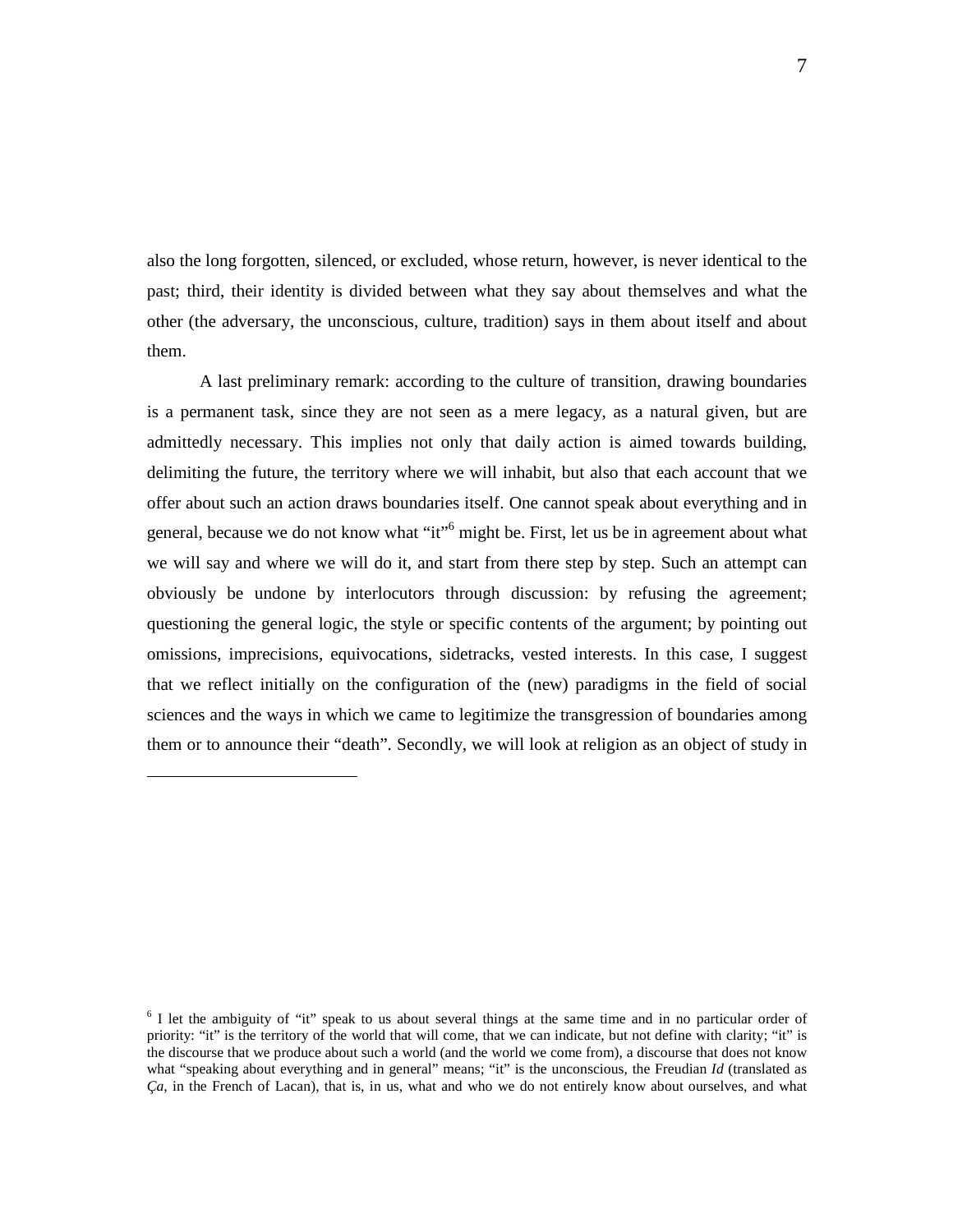also the long forgotten, silenced, or excluded, whose return, however, is never identical to the past; third, their identity is divided between what they say about themselves and what the other (the adversary, the unconscious, culture, tradition) says in them about itself and about them.

A last preliminary remark: according to the culture of transition, drawing boundaries is a permanent task, since they are not seen as a mere legacy, as a natural given, but are admittedly necessary. This implies not only that daily action is aimed towards building, delimiting the future, the territory where we will inhabit, but also that each account that we offer about such an action draws boundaries itself. One cannot speak about everything and in general, because we do not know what "it"[6] might be. First, let us be in agreement about what we will say and where we will do it, and start from there step by step. Such an attempt can obviously be undone by interlocutors through discussion: by refusing the agreement; questioning the general logic, the style or specific contents of the argument; by pointing out omissions, imprecisions, equivocations, sidetracks, vested interests. In this case, I suggest that we reflect initially on the configuration of the (new) paradigms in the field of social sciences and the ways in which we came to legitimize the transgression of boundaries among them or to announce their "death". Secondly, we will look at religion as an object of study in

---

[6] I let the ambiguity of "it" speak to us about several things at the same time and in no particular order of priority: "it" is the territory of the world that will come, that we can indicate, but not define with clarity; "it" is the discourse that we produce about such a world (and the world we come from), a discourse that does not know what "speaking about everything and in general" means; "it" is the unconscious, the Freudian *Id* (translated as *Ça*, in the French of Lacan), that is, in us, what and who we do not entirely know about ourselves, and what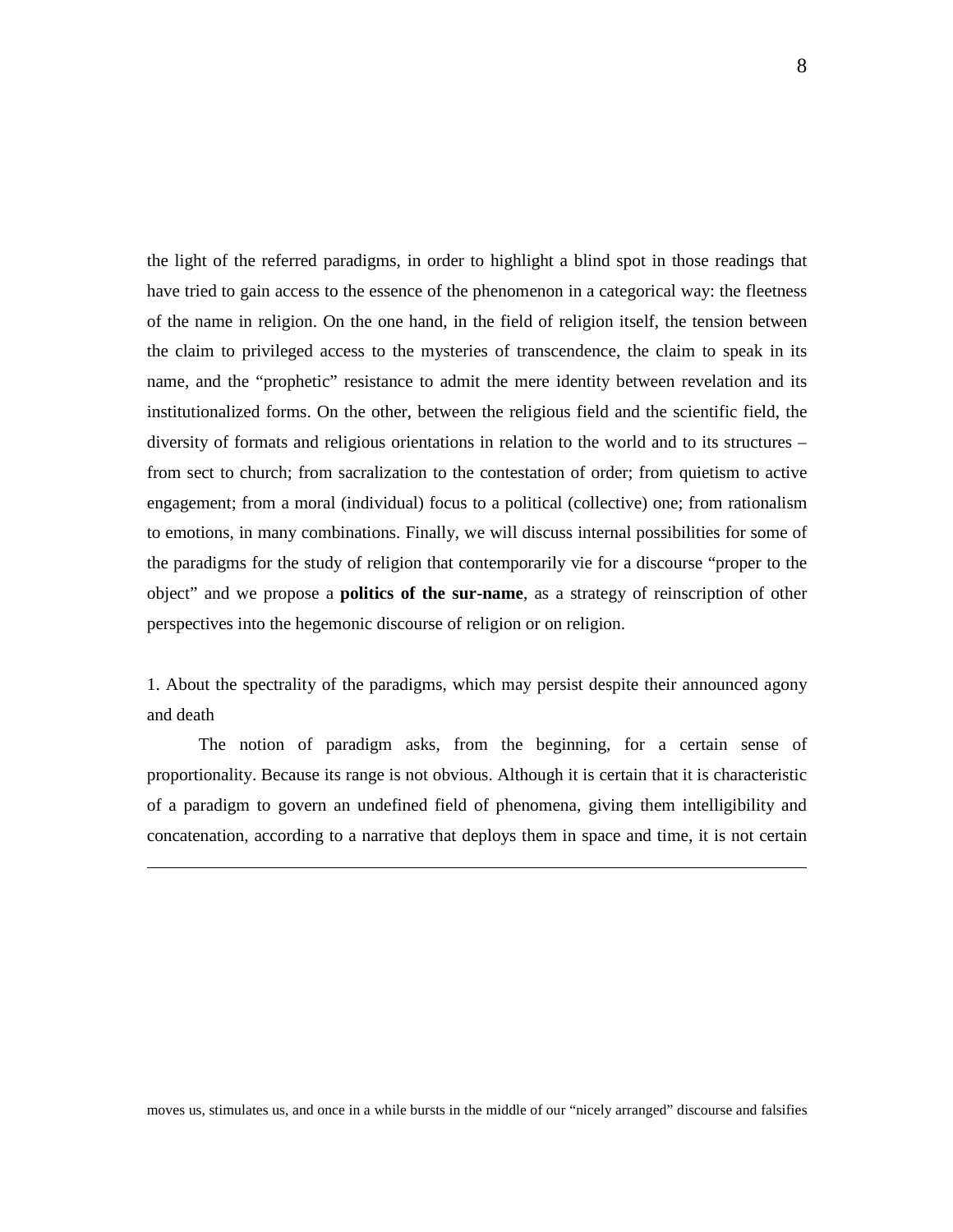the light of the referred paradigms, in order to highlight a blind spot in those readings that have tried to gain access to the essence of the phenomenon in a categorical way: the fleetness of the name in religion. On the one hand, in the field of religion itself, the tension between the claim to privileged access to the mysteries of transcendence, the claim to speak in its name, and the "prophetic" resistance to admit the mere identity between revelation and its institutionalized forms. On the other, between the religious field and the scientific field, the diversity of formats and religious orientations in relation to the world and to its structures – from sect to church; from sacralization to the contestation of order; from quietism to active engagement; from a moral (individual) focus to a political (collective) one; from rationalism to emotions, in many combinations. Finally, we will discuss internal possibilities for some of the paradigms for the study of religion that contemporarily vie for a discourse "proper to the object" and we propose a **politics of the sur-name**, as a strategy of reinscription of other perspectives into the hegemonic discourse of religion or on religion.

## 1. About the spectrality of the paradigms, which may persist despite their announced agony and death

The notion of paradigm asks, from the beginning, for a certain sense of proportionality. Because its range is not obvious. Although it is certain that it is characteristic of a paradigm to govern an undefined field of phenomena, giving them intelligibility and concatenation, according to a narrative that deploys them in space and time, it is not certain

---

moves us, stimulates us, and once in a while bursts in the middle of our "nicely arranged" discourse and falsifies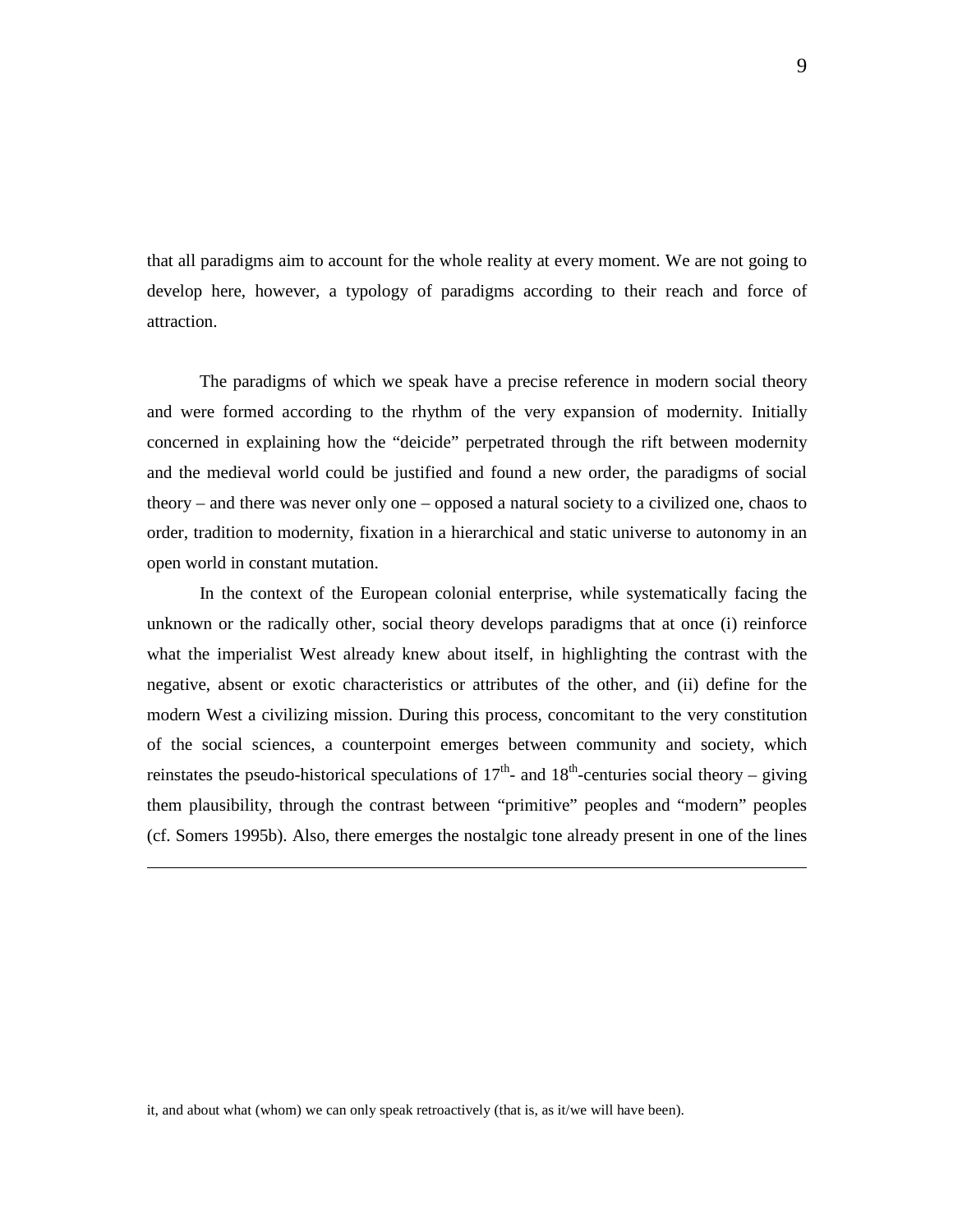that all paradigms aim to account for the whole reality at every moment. We are not going to develop here, however, a typology of paradigms according to their reach and force of attraction.

The paradigms of which we speak have a precise reference in modern social theory and were formed according to the rhythm of the very expansion of modernity. Initially concerned in explaining how the "deicide" perpetrated through the rift between modernity and the medieval world could be justified and found a new order, the paradigms of social theory – and there was never only one – opposed a natural society to a civilized one, chaos to order, tradition to modernity, fixation in a hierarchical and static universe to autonomy in an open world in constant mutation.

In the context of the European colonial enterprise, while systematically facing the unknown or the radically other, social theory develops paradigms that at once (i) reinforce what the imperialist West already knew about itself, in highlighting the contrast with the negative, absent or exotic characteristics or attributes of the other, and (ii) define for the modern West a civilizing mission. During this process, concomitant to the very constitution of the social sciences, a counterpoint emerges between community and society, which reinstates the pseudo-historical speculations of 17th- and 18th-centuries social theory – giving them plausibility, through the contrast between "primitive" peoples and "modern" peoples (cf. Somers 1995b). Also, there emerges the nostalgic tone already present in one of the lines

---

it, and about what (whom) we can only speak retroactively (that is, as it/we will have been).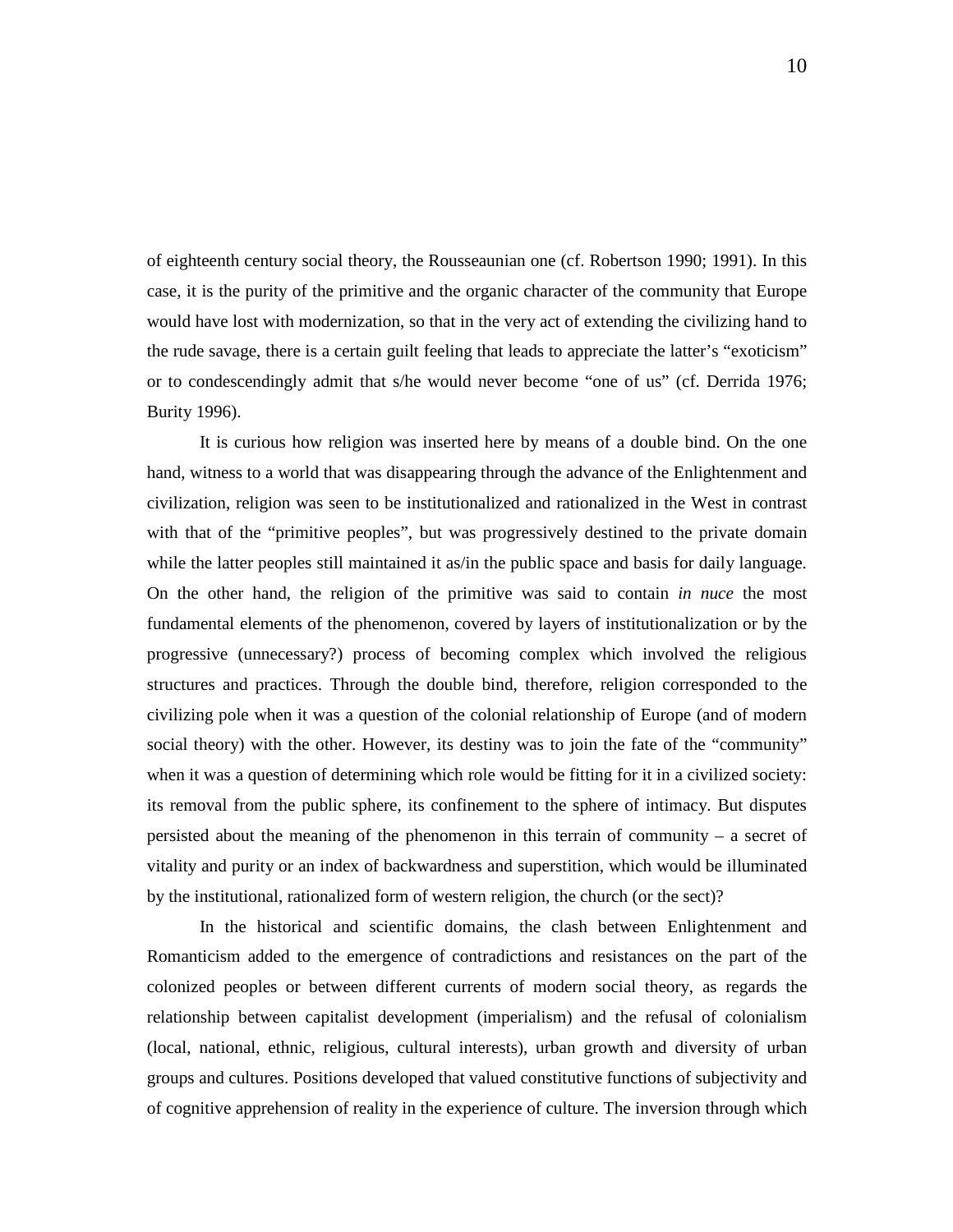of eighteenth century social theory, the Rousseaunian one (cf. Robertson 1990; 1991). In this case, it is the purity of the primitive and the organic character of the community that Europe would have lost with modernization, so that in the very act of extending the civilizing hand to the rude savage, there is a certain guilt feeling that leads to appreciate the latter's "exoticism" or to condescendingly admit that s/he would never become "one of us" (cf. Derrida 1976; Burity 1996).

It is curious how religion was inserted here by means of a double bind. On the one hand, witness to a world that was disappearing through the advance of the Enlightenment and civilization, religion was seen to be institutionalized and rationalized in the West in contrast with that of the "primitive peoples", but was progressively destined to the private domain while the latter peoples still maintained it as/in the public space and basis for daily language. On the other hand, the religion of the primitive was said to contain *in nuce* the most fundamental elements of the phenomenon, covered by layers of institutionalization or by the progressive (unnecessary?) process of becoming complex which involved the religious structures and practices. Through the double bind, therefore, religion corresponded to the civilizing pole when it was a question of the colonial relationship of Europe (and of modern social theory) with the other. However, its destiny was to join the fate of the "community" when it was a question of determining which role would be fitting for it in a civilized society: its removal from the public sphere, its confinement to the sphere of intimacy. But disputes persisted about the meaning of the phenomenon in this terrain of community – a secret of vitality and purity or an index of backwardness and superstition, which would be illuminated by the institutional, rationalized form of western religion, the church (or the sect)?

In the historical and scientific domains, the clash between Enlightenment and Romanticism added to the emergence of contradictions and resistances on the part of the colonized peoples or between different currents of modern social theory, as regards the relationship between capitalist development (imperialism) and the refusal of colonialism (local, national, ethnic, religious, cultural interests), urban growth and diversity of urban groups and cultures. Positions developed that valued constitutive functions of subjectivity and of cognitive apprehension of reality in the experience of culture. The inversion through which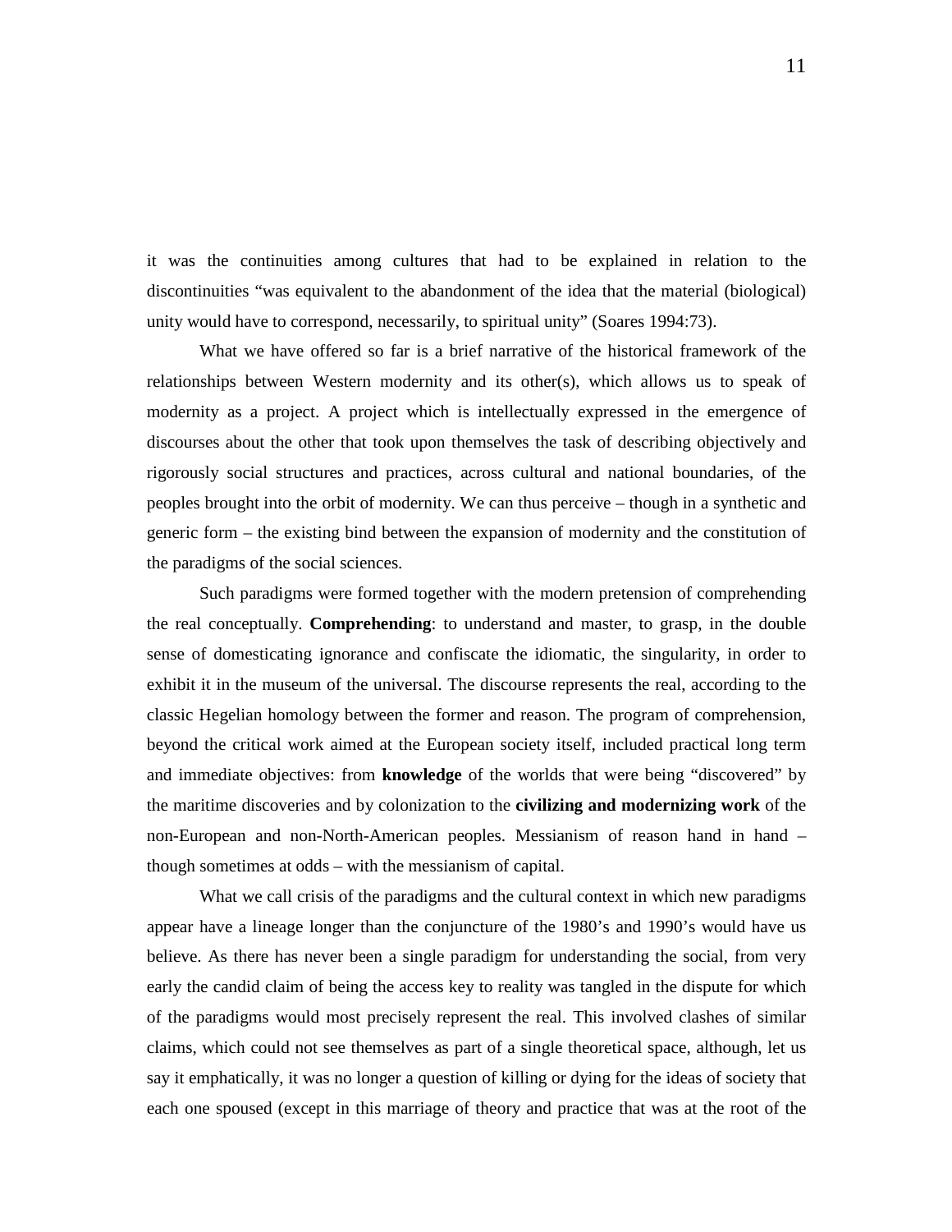it was the continuities among cultures that had to be explained in relation to the discontinuities "was equivalent to the abandonment of the idea that the material (biological) unity would have to correspond, necessarily, to spiritual unity" (Soares 1994:73).

What we have offered so far is a brief narrative of the historical framework of the relationships between Western modernity and its other(s), which allows us to speak of modernity as a project. A project which is intellectually expressed in the emergence of discourses about the other that took upon themselves the task of describing objectively and rigorously social structures and practices, across cultural and national boundaries, of the peoples brought into the orbit of modernity. We can thus perceive – though in a synthetic and generic form – the existing bind between the expansion of modernity and the constitution of the paradigms of the social sciences.

Such paradigms were formed together with the modern pretension of comprehending the real conceptually. **Comprehending**: to understand and master, to grasp, in the double sense of domesticating ignorance and confiscate the idiomatic, the singularity, in order to exhibit it in the museum of the universal. The discourse represents the real, according to the classic Hegelian homology between the former and reason. The program of comprehension, beyond the critical work aimed at the European society itself, included practical long term and immediate objectives: from **knowledge** of the worlds that were being "discovered" by the maritime discoveries and by colonization to the **civilizing and modernizing work** of the non-European and non-North-American peoples. Messianism of reason hand in hand – though sometimes at odds – with the messianism of capital.

What we call crisis of the paradigms and the cultural context in which new paradigms appear have a lineage longer than the conjuncture of the 1980's and 1990's would have us believe. As there has never been a single paradigm for understanding the social, from very early the candid claim of being the access key to reality was tangled in the dispute for which of the paradigms would most precisely represent the real. This involved clashes of similar claims, which could not see themselves as part of a single theoretical space, although, let us say it emphatically, it was no longer a question of killing or dying for the ideas of society that each one spoused (except in this marriage of theory and practice that was at the root of the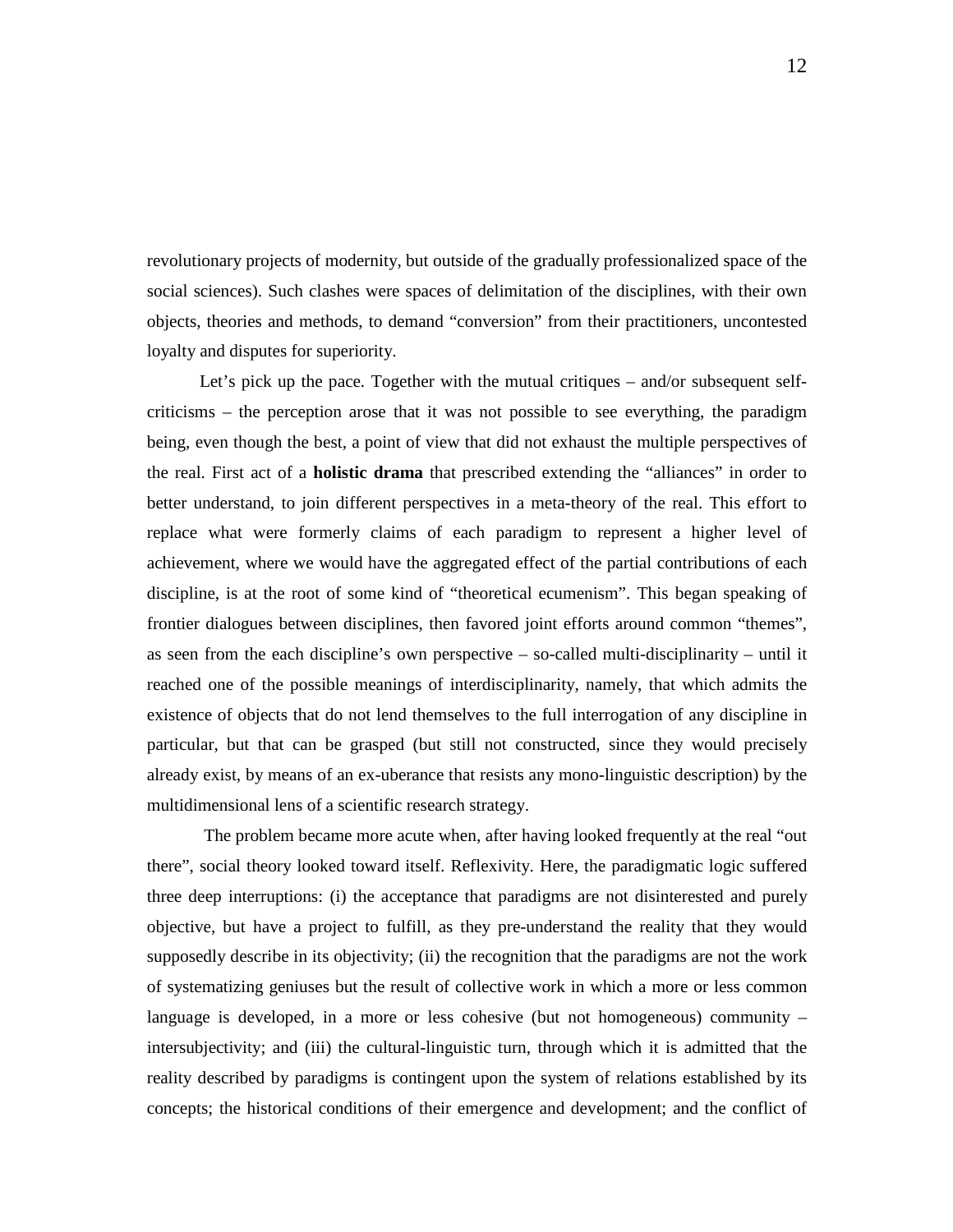revolutionary projects of modernity, but outside of the gradually professionalized space of the social sciences). Such clashes were spaces of delimitation of the disciplines, with their own objects, theories and methods, to demand "conversion" from their practitioners, uncontested loyalty and disputes for superiority.

Let's pick up the pace. Together with the mutual critiques – and/or subsequent self-criticisms – the perception arose that it was not possible to see everything, the paradigm being, even though the best, a point of view that did not exhaust the multiple perspectives of the real. First act of a **holistic drama** that prescribed extending the "alliances" in order to better understand, to join different perspectives in a meta-theory of the real. This effort to replace what were formerly claims of each paradigm to represent a higher level of achievement, where we would have the aggregated effect of the partial contributions of each discipline, is at the root of some kind of "theoretical ecumenism". This began speaking of frontier dialogues between disciplines, then favored joint efforts around common "themes", as seen from the each discipline's own perspective – so-called multi-disciplinarity – until it reached one of the possible meanings of interdisciplinarity, namely, that which admits the existence of objects that do not lend themselves to the full interrogation of any discipline in particular, but that can be grasped (but still not constructed, since they would precisely already exist, by means of an ex-uberance that resists any mono-linguistic description) by the multidimensional lens of a scientific research strategy.

The problem became more acute when, after having looked frequently at the real "out there", social theory looked toward itself. Reflexivity. Here, the paradigmatic logic suffered three deep interruptions: (i) the acceptance that paradigms are not disinterested and purely objective, but have a project to fulfill, as they pre-understand the reality that they would supposedly describe in its objectivity; (ii) the recognition that the paradigms are not the work of systematizing geniuses but the result of collective work in which a more or less common language is developed, in a more or less cohesive (but not homogeneous) community – intersubjectivity; and (iii) the cultural-linguistic turn, through which it is admitted that the reality described by paradigms is contingent upon the system of relations established by its concepts; the historical conditions of their emergence and development; and the conflict of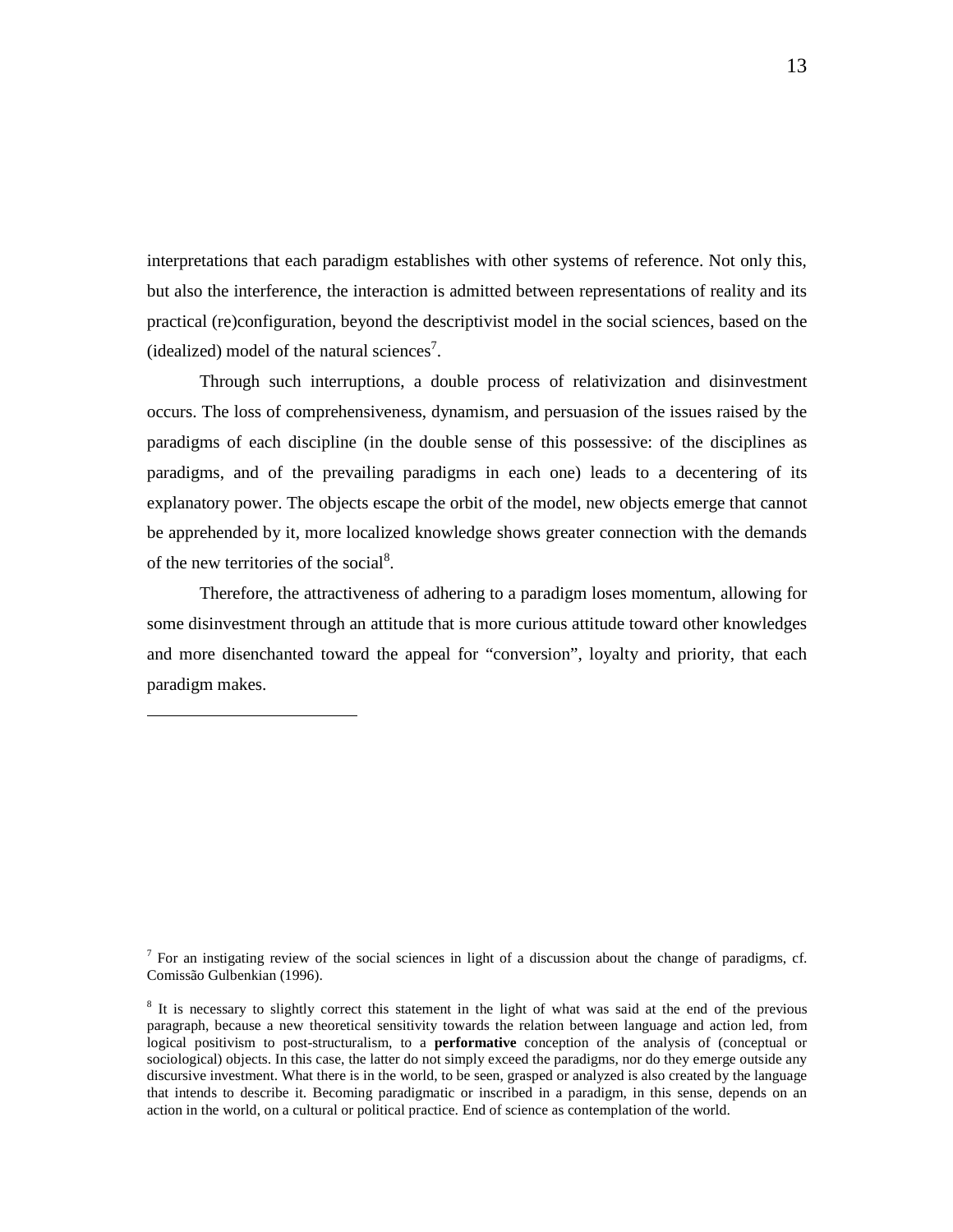interpretations that each paradigm establishes with other systems of reference. Not only this, but also the interference, the interaction is admitted between representations of reality and its practical (re)configuration, beyond the descriptivist model in the social sciences, based on the (idealized) model of the natural sciences[7].

Through such interruptions, a double process of relativization and disinvestment occurs. The loss of comprehensiveness, dynamism, and persuasion of the issues raised by the paradigms of each discipline (in the double sense of this possessive: of the disciplines as paradigms, and of the prevailing paradigms in each one) leads to a decentering of its explanatory power. The objects escape the orbit of the model, new objects emerge that cannot be apprehended by it, more localized knowledge shows greater connection with the demands of the new territories of the social[8].

Therefore, the attractiveness of adhering to a paradigm loses momentum, allowing for some disinvestment through an attitude that is more curious attitude toward other knowledges and more disenchanted toward the appeal for "conversion", loyalty and priority, that each paradigm makes.

---

[7] For an instigating review of the social sciences in light of a discussion about the change of paradigms, cf. Comissão Gulbenkian (1996).

[8] It is necessary to slightly correct this statement in the light of what was said at the end of the previous paragraph, because a new theoretical sensitivity towards the relation between language and action led, from logical positivism to post-structuralism, to a **performative** conception of the analysis of (conceptual or sociological) objects. In this case, the latter do not simply exceed the paradigms, nor do they emerge outside any discursive investment. What there is in the world, to be seen, grasped or analyzed is also created by the language that intends to describe it. Becoming paradigmatic or inscribed in a paradigm, in this sense, depends on an action in the world, on a cultural or political practice. End of science as contemplation of the world.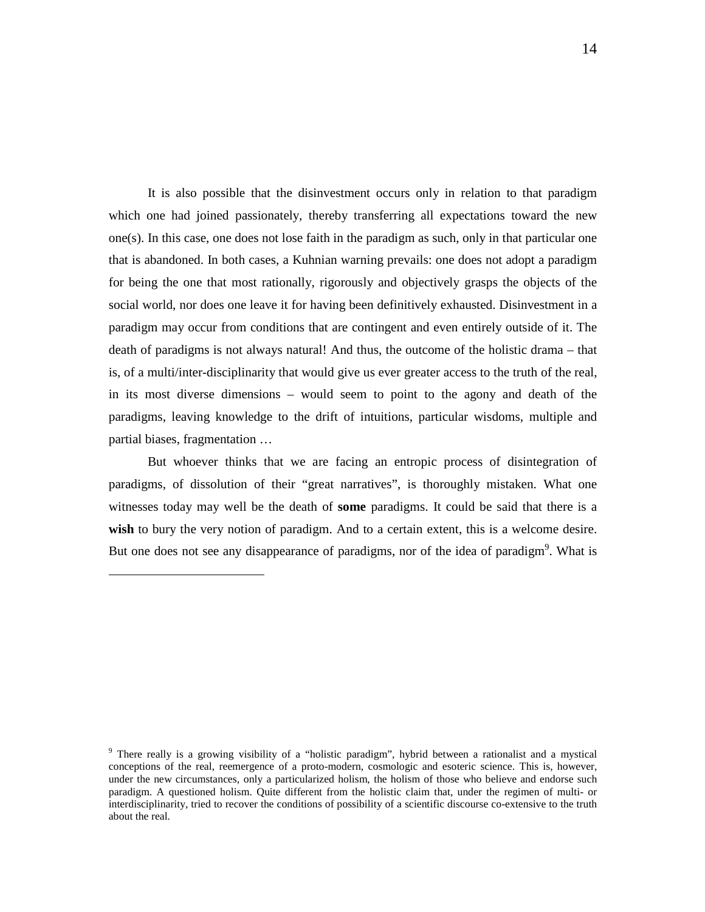It is also possible that the disinvestment occurs only in relation to that paradigm which one had joined passionately, thereby transferring all expectations toward the new one(s). In this case, one does not lose faith in the paradigm as such, only in that particular one that is abandoned. In both cases, a Kuhnian warning prevails: one does not adopt a paradigm for being the one that most rationally, rigorously and objectively grasps the objects of the social world, nor does one leave it for having been definitively exhausted. Disinvestment in a paradigm may occur from conditions that are contingent and even entirely outside of it. The death of paradigms is not always natural! And thus, the outcome of the holistic drama – that is, of a multi/inter-disciplinarity that would give us ever greater access to the truth of the real, in its most diverse dimensions – would seem to point to the agony and death of the paradigms, leaving knowledge to the drift of intuitions, particular wisdoms, multiple and partial biases, fragmentation …

But whoever thinks that we are facing an entropic process of disintegration of paradigms, of dissolution of their "great narratives", is thoroughly mistaken. What one witnesses today may well be the death of **some** paradigms. It could be said that there is a **wish** to bury the very notion of paradigm. And to a certain extent, this is a welcome desire. But one does not see any disappearance of paradigms, nor of the idea of paradigm[9]. What is

---

[9] There really is a growing visibility of a "holistic paradigm", hybrid between a rationalist and a mystical conceptions of the real, reemergence of a proto-modern, cosmologic and esoteric science. This is, however, under the new circumstances, only a particularized holism, the holism of those who believe and endorse such paradigm. A questioned holism. Quite different from the holistic claim that, under the regimen of multi- or interdisciplinarity, tried to recover the conditions of possibility of a scientific discourse co-extensive to the truth about the real.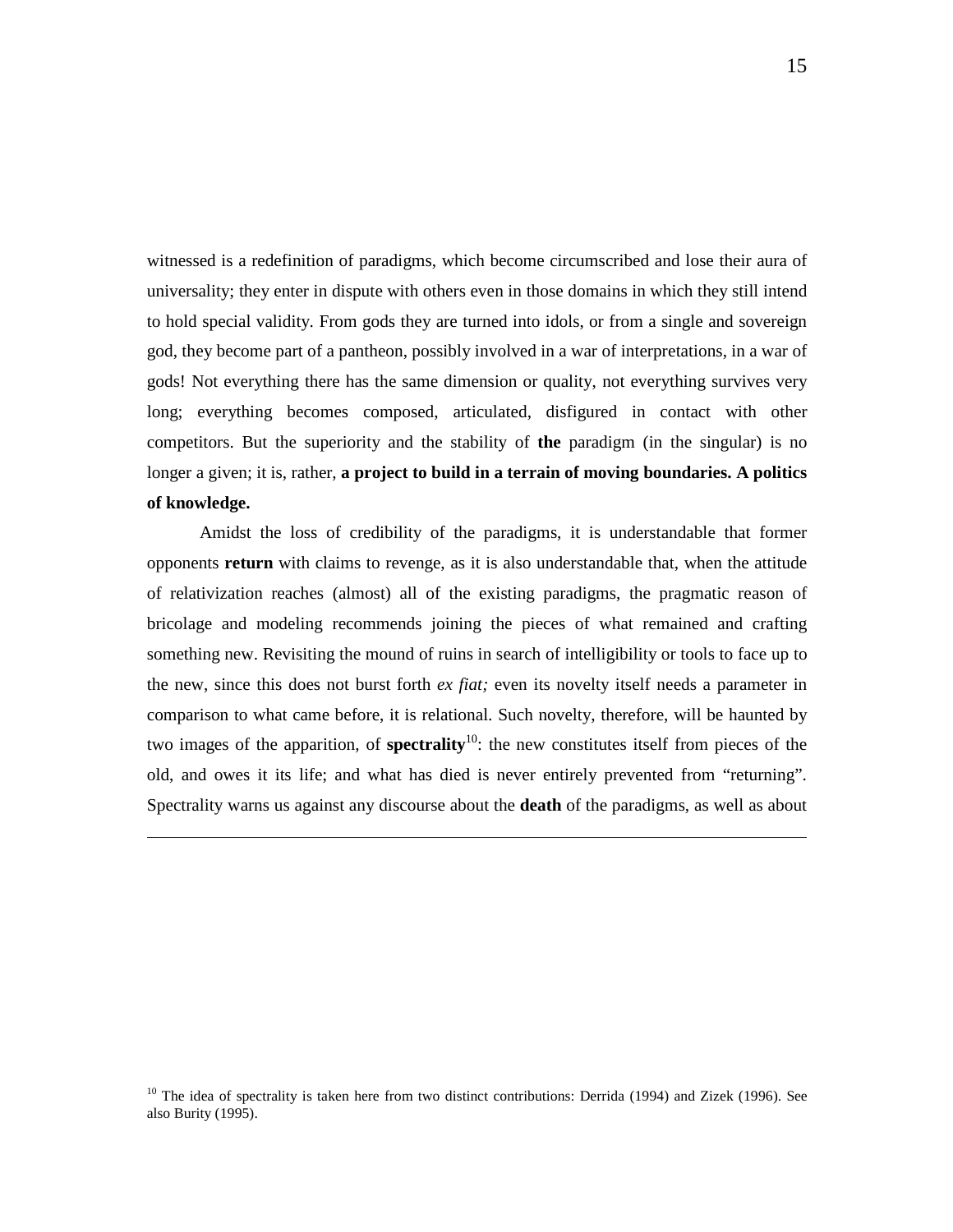witnessed is a redefinition of paradigms, which become circumscribed and lose their aura of universality; they enter in dispute with others even in those domains in which they still intend to hold special validity. From gods they are turned into idols, or from a single and sovereign god, they become part of a pantheon, possibly involved in a war of interpretations, in a war of gods! Not everything there has the same dimension or quality, not everything survives very long; everything becomes composed, articulated, disfigured in contact with other competitors. But the superiority and the stability of **the** paradigm (in the singular) is no longer a given; it is, rather, **a project to build in a terrain of moving boundaries. A politics of knowledge.**

Amidst the loss of credibility of the paradigms, it is understandable that former opponents **return** with claims to revenge, as it is also understandable that, when the attitude of relativization reaches (almost) all of the existing paradigms, the pragmatic reason of bricolage and modeling recommends joining the pieces of what remained and crafting something new. Revisiting the mound of ruins in search of intelligibility or tools to face up to the new, since this does not burst forth *ex fiat;* even its novelty itself needs a parameter in comparison to what came before, it is relational. Such novelty, therefore, will be haunted by two images of the apparition, of **spectrality**[10]: the new constitutes itself from pieces of the old, and owes it its life; and what has died is never entirely prevented from "returning". Spectrality warns us against any discourse about the **death** of the paradigms, as well as about

---

[10] The idea of spectrality is taken here from two distinct contributions: Derrida (1994) and Zizek (1996). See also Burity (1995).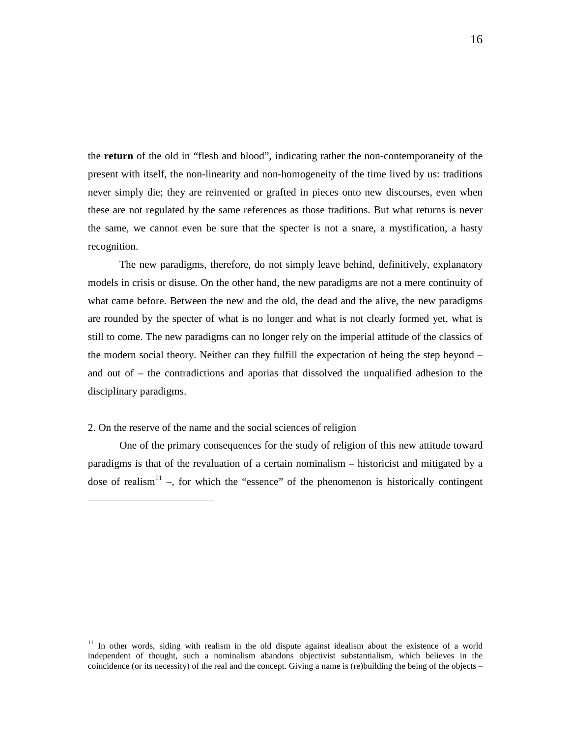the **return** of the old in "flesh and blood", indicating rather the non-contemporaneity of the present with itself, the non-linearity and non-homogeneity of the time lived by us: traditions never simply die; they are reinvented or grafted in pieces onto new discourses, even when these are not regulated by the same references as those traditions. But what returns is never the same, we cannot even be sure that the specter is not a snare, a mystification, a hasty recognition.

The new paradigms, therefore, do not simply leave behind, definitively, explanatory models in crisis or disuse. On the other hand, the new paradigms are not a mere continuity of what came before. Between the new and the old, the dead and the alive, the new paradigms are rounded by the specter of what is no longer and what is not clearly formed yet, what is still to come. The new paradigms can no longer rely on the imperial attitude of the classics of the modern social theory. Neither can they fulfill the expectation of being the step beyond – and out of – the contradictions and aporias that dissolved the unqualified adhesion to the disciplinary paradigms.

## 2. On the reserve of the name and the social sciences of religion

One of the primary consequences for the study of religion of this new attitude toward paradigms is that of the revaluation of a certain nominalism – historicist and mitigated by a dose of realism[11] –, for which the "essence" of the phenomenon is historically contingent

[11] In other words, siding with realism in the old dispute against idealism about the existence of a world independent of thought, such a nominalism abandons objectivist substantialism, which believes in the coincidence (or its necessity) of the real and the concept. Giving a name is (re)building the being of the objects –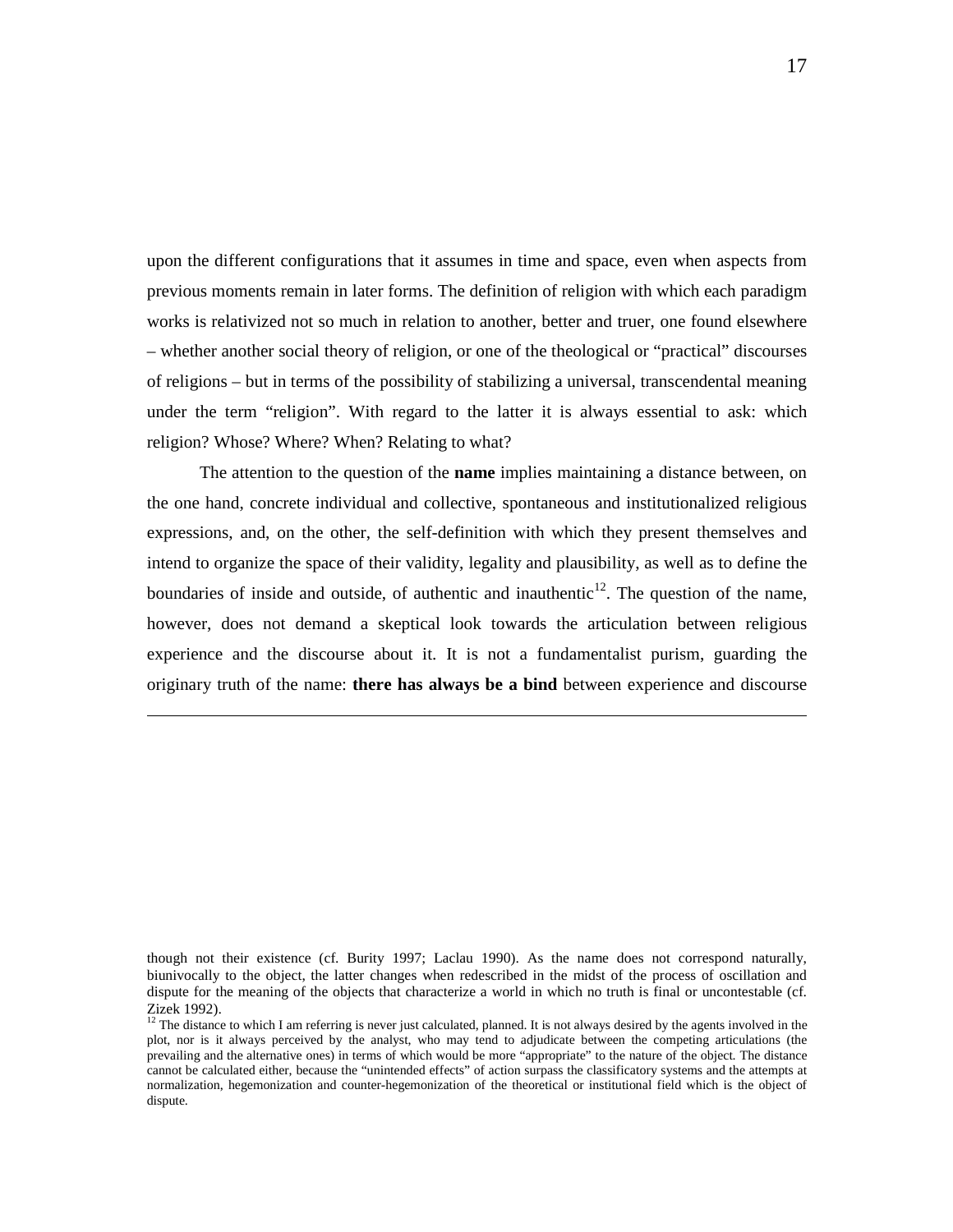upon the different configurations that it assumes in time and space, even when aspects from previous moments remain in later forms. The definition of religion with which each paradigm works is relativized not so much in relation to another, better and truer, one found elsewhere – whether another social theory of religion, or one of the theological or "practical" discourses of religions – but in terms of the possibility of stabilizing a universal, transcendental meaning under the term "religion". With regard to the latter it is always essential to ask: which religion? Whose? Where? When? Relating to what?

The attention to the question of the **name** implies maintaining a distance between, on the one hand, concrete individual and collective, spontaneous and institutionalized religious expressions, and, on the other, the self-definition with which they present themselves and intend to organize the space of their validity, legality and plausibility, as well as to define the boundaries of inside and outside, of authentic and inauthentic[12]. The question of the name, however, does not demand a skeptical look towards the articulation between religious experience and the discourse about it. It is not a fundamentalist purism, guarding the originary truth of the name: **there has always be a bind** between experience and discourse

---

though not their existence (cf. Burity 1997; Laclau 1990). As the name does not correspond naturally, biunivocally to the object, the latter changes when redescribed in the midst of the process of oscillation and dispute for the meaning of the objects that characterize a world in which no truth is final or uncontestable (cf. Zizek 1992).

[12] The distance to which I am referring is never just calculated, planned. It is not always desired by the agents involved in the plot, nor is it always perceived by the analyst, who may tend to adjudicate between the competing articulations (the prevailing and the alternative ones) in terms of which would be more "appropriate" to the nature of the object. The distance cannot be calculated either, because the "unintended effects" of action surpass the classificatory systems and the attempts at normalization, hegemonization and counter-hegemonization of the theoretical or institutional field which is the object of dispute.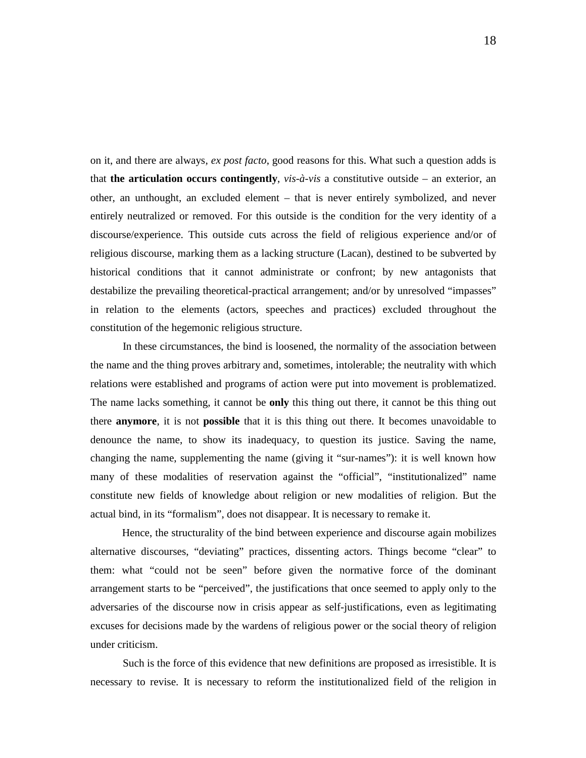on it, and there are always, *ex post facto*, good reasons for this. What such a question adds is that **the articulation occurs contingently**, *vis-à-vis* a constitutive outside – an exterior, an other, an unthought, an excluded element – that is never entirely symbolized, and never entirely neutralized or removed. For this outside is the condition for the very identity of a discourse/experience. This outside cuts across the field of religious experience and/or of religious discourse, marking them as a lacking structure (Lacan), destined to be subverted by historical conditions that it cannot administrate or confront; by new antagonists that destabilize the prevailing theoretical-practical arrangement; and/or by unresolved "impasses" in relation to the elements (actors, speeches and practices) excluded throughout the constitution of the hegemonic religious structure.

In these circumstances, the bind is loosened, the normality of the association between the name and the thing proves arbitrary and, sometimes, intolerable; the neutrality with which relations were established and programs of action were put into movement is problematized. The name lacks something, it cannot be **only** this thing out there, it cannot be this thing out there **anymore**, it is not **possible** that it is this thing out there. It becomes unavoidable to denounce the name, to show its inadequacy, to question its justice. Saving the name, changing the name, supplementing the name (giving it "sur-names"): it is well known how many of these modalities of reservation against the "official", "institutionalized" name constitute new fields of knowledge about religion or new modalities of religion. But the actual bind, in its "formalism", does not disappear. It is necessary to remake it.

Hence, the structurality of the bind between experience and discourse again mobilizes alternative discourses, "deviating" practices, dissenting actors. Things become "clear" to them: what "could not be seen" before given the normative force of the dominant arrangement starts to be "perceived", the justifications that once seemed to apply only to the adversaries of the discourse now in crisis appear as self-justifications, even as legitimating excuses for decisions made by the wardens of religious power or the social theory of religion under criticism.

Such is the force of this evidence that new definitions are proposed as irresistible. It is necessary to revise. It is necessary to reform the institutionalized field of the religion in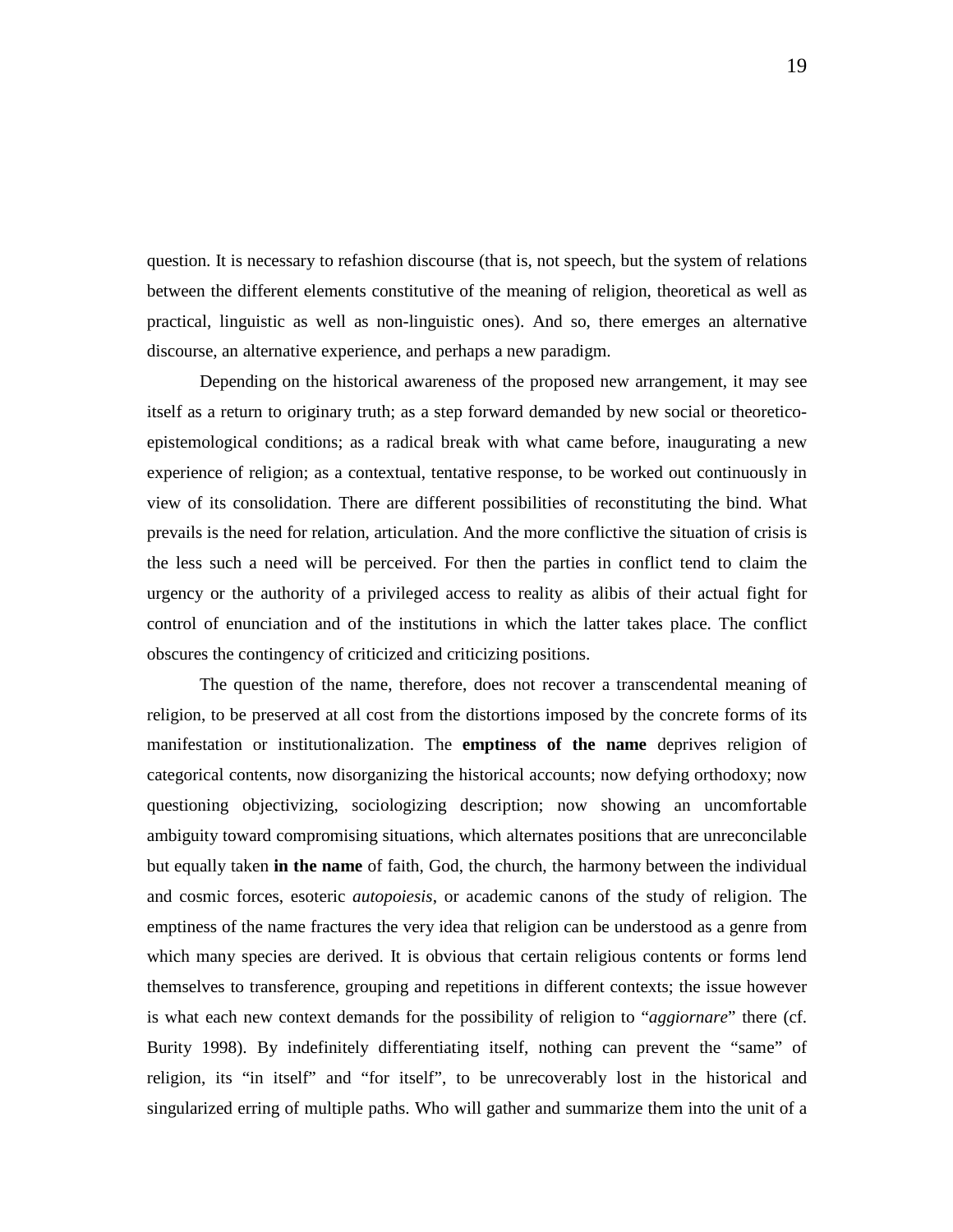question. It is necessary to refashion discourse (that is, not speech, but the system of relations between the different elements constitutive of the meaning of religion, theoretical as well as practical, linguistic as well as non-linguistic ones). And so, there emerges an alternative discourse, an alternative experience, and perhaps a new paradigm.

Depending on the historical awareness of the proposed new arrangement, it may see itself as a return to originary truth; as a step forward demanded by new social or theoretico-epistemological conditions; as a radical break with what came before, inaugurating a new experience of religion; as a contextual, tentative response, to be worked out continuously in view of its consolidation. There are different possibilities of reconstituting the bind. What prevails is the need for relation, articulation. And the more conflictive the situation of crisis is the less such a need will be perceived. For then the parties in conflict tend to claim the urgency or the authority of a privileged access to reality as alibis of their actual fight for control of enunciation and of the institutions in which the latter takes place. The conflict obscures the contingency of criticized and criticizing positions.

The question of the name, therefore, does not recover a transcendental meaning of religion, to be preserved at all cost from the distortions imposed by the concrete forms of its manifestation or institutionalization. The **emptiness of the name** deprives religion of categorical contents, now disorganizing the historical accounts; now defying orthodoxy; now questioning objectivizing, sociologizing description; now showing an uncomfortable ambiguity toward compromising situations, which alternates positions that are unreconcilable but equally taken **in the name** of faith, God, the church, the harmony between the individual and cosmic forces, esoteric *autopoiesis*, or academic canons of the study of religion. The emptiness of the name fractures the very idea that religion can be understood as a genre from which many species are derived. It is obvious that certain religious contents or forms lend themselves to transference, grouping and repetitions in different contexts; the issue however is what each new context demands for the possibility of religion to "*aggiornare*" there (cf. Burity 1998). By indefinitely differentiating itself, nothing can prevent the "same" of religion, its "in itself" and "for itself", to be unrecoverably lost in the historical and singularized erring of multiple paths. Who will gather and summarize them into the unit of a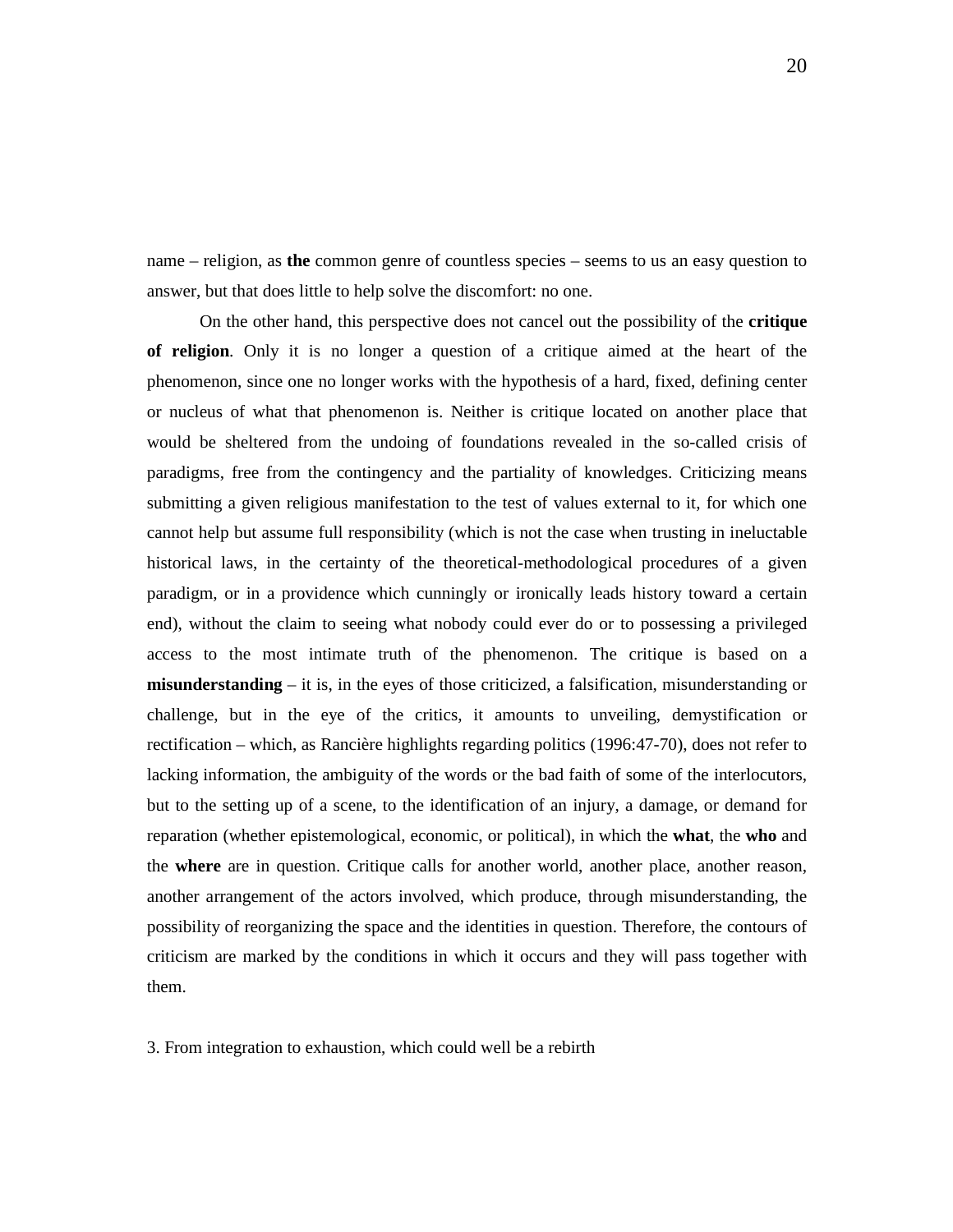name – religion, as **the** common genre of countless species – seems to us an easy question to answer, but that does little to help solve the discomfort: no one.

On the other hand, this perspective does not cancel out the possibility of the **critique of religion**. Only it is no longer a question of a critique aimed at the heart of the phenomenon, since one no longer works with the hypothesis of a hard, fixed, defining center or nucleus of what that phenomenon is. Neither is critique located on another place that would be sheltered from the undoing of foundations revealed in the so-called crisis of paradigms, free from the contingency and the partiality of knowledges. Criticizing means submitting a given religious manifestation to the test of values external to it, for which one cannot help but assume full responsibility (which is not the case when trusting in ineluctable historical laws, in the certainty of the theoretical-methodological procedures of a given paradigm, or in a providence which cunningly or ironically leads history toward a certain end), without the claim to seeing what nobody could ever do or to possessing a privileged access to the most intimate truth of the phenomenon. The critique is based on a **misunderstanding** – it is, in the eyes of those criticized, a falsification, misunderstanding or challenge, but in the eye of the critics, it amounts to unveiling, demystification or rectification – which, as Rancière highlights regarding politics (1996:47-70), does not refer to lacking information, the ambiguity of the words or the bad faith of some of the interlocutors, but to the setting up of a scene, to the identification of an injury, a damage, or demand for reparation (whether epistemological, economic, or political), in which the **what**, the **who** and the **where** are in question. Critique calls for another world, another place, another reason, another arrangement of the actors involved, which produce, through misunderstanding, the possibility of reorganizing the space and the identities in question. Therefore, the contours of criticism are marked by the conditions in which it occurs and they will pass together with them.

## 3. From integration to exhaustion, which could well be a rebirth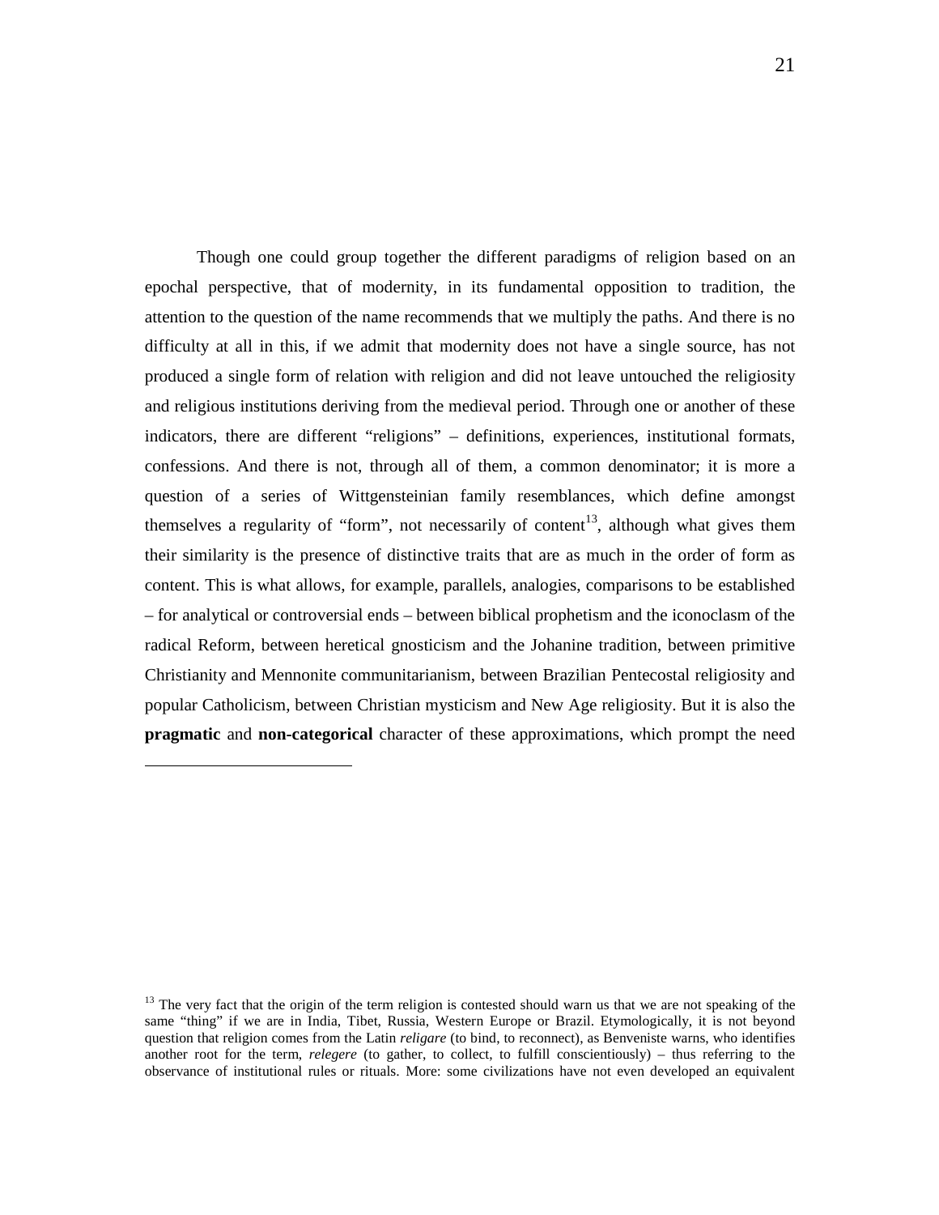Though one could group together the different paradigms of religion based on an epochal perspective, that of modernity, in its fundamental opposition to tradition, the attention to the question of the name recommends that we multiply the paths. And there is no difficulty at all in this, if we admit that modernity does not have a single source, has not produced a single form of relation with religion and did not leave untouched the religiosity and religious institutions deriving from the medieval period. Through one or another of these indicators, there are different "religions" – definitions, experiences, institutional formats, confessions. And there is not, through all of them, a common denominator; it is more a question of a series of Wittgensteinian family resemblances, which define amongst themselves a regularity of "form", not necessarily of content[13], although what gives them their similarity is the presence of distinctive traits that are as much in the order of form as content. This is what allows, for example, parallels, analogies, comparisons to be established – for analytical or controversial ends – between biblical prophetism and the iconoclasm of the radical Reform, between heretical gnosticism and the Johanine tradition, between primitive Christianity and Mennonite communitarianism, between Brazilian Pentecostal religiosity and popular Catholicism, between Christian mysticism and New Age religiosity. But it is also the **pragmatic** and **non-categorical** character of these approximations, which prompt the need

[13] The very fact that the origin of the term religion is contested should warn us that we are not speaking of the same "thing" if we are in India, Tibet, Russia, Western Europe or Brazil. Etymologically, it is not beyond question that religion comes from the Latin *religare* (to bind, to reconnect), as Benveniste warns, who identifies another root for the term, *relegere* (to gather, to collect, to fulfill conscientiously) – thus referring to the observance of institutional rules or rituals. More: some civilizations have not even developed an equivalent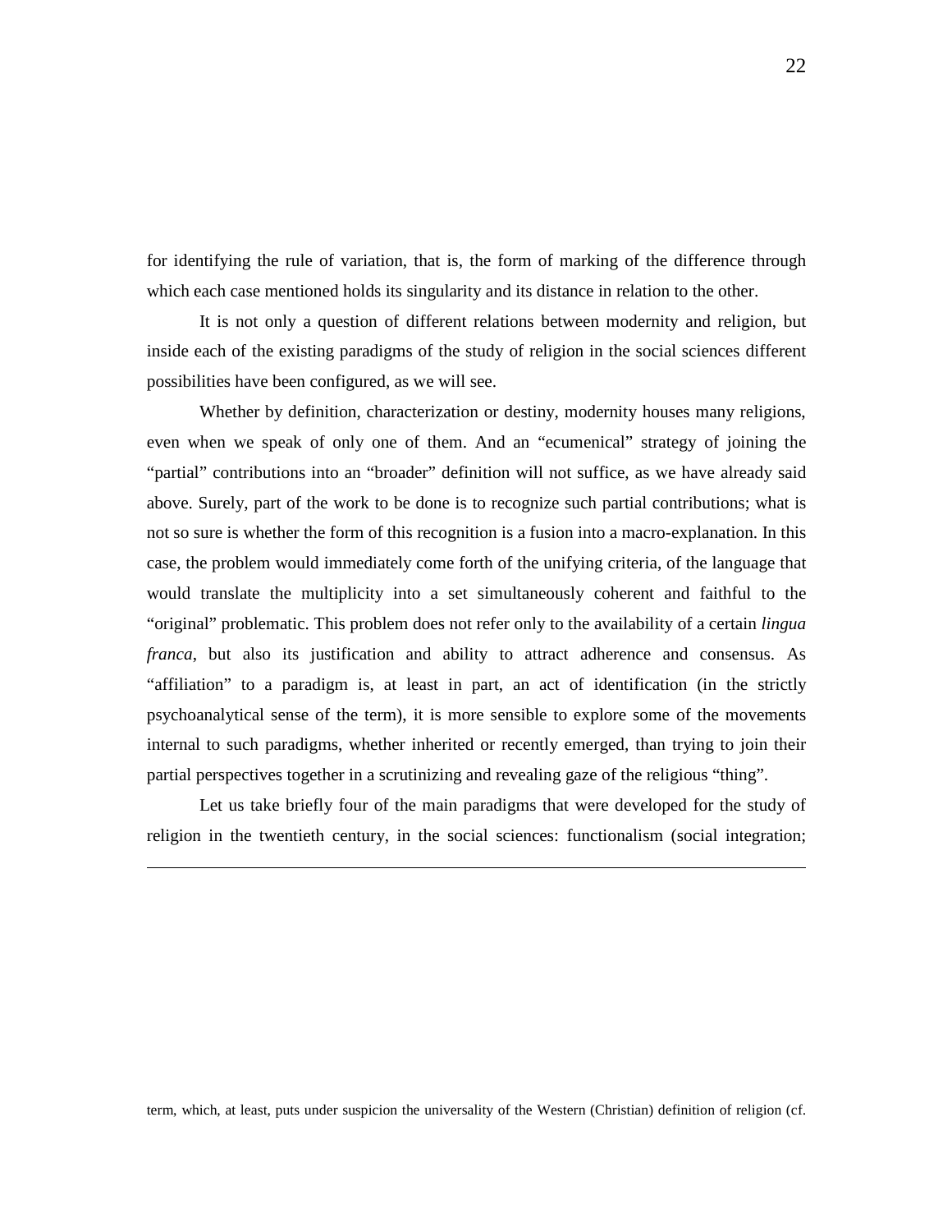for identifying the rule of variation, that is, the form of marking of the difference through which each case mentioned holds its singularity and its distance in relation to the other.

It is not only a question of different relations between modernity and religion, but inside each of the existing paradigms of the study of religion in the social sciences different possibilities have been configured, as we will see.

Whether by definition, characterization or destiny, modernity houses many religions, even when we speak of only one of them. And an "ecumenical" strategy of joining the "partial" contributions into an "broader" definition will not suffice, as we have already said above. Surely, part of the work to be done is to recognize such partial contributions; what is not so sure is whether the form of this recognition is a fusion into a macro-explanation. In this case, the problem would immediately come forth of the unifying criteria, of the language that would translate the multiplicity into a set simultaneously coherent and faithful to the "original" problematic. This problem does not refer only to the availability of a certain *lingua franca*, but also its justification and ability to attract adherence and consensus. As "affiliation" to a paradigm is, at least in part, an act of identification (in the strictly psychoanalytical sense of the term), it is more sensible to explore some of the movements internal to such paradigms, whether inherited or recently emerged, than trying to join their partial perspectives together in a scrutinizing and revealing gaze of the religious "thing".

Let us take briefly four of the main paradigms that were developed for the study of religion in the twentieth century, in the social sciences: functionalism (social integration;

---

term, which, at least, puts under suspicion the universality of the Western (Christian) definition of religion (cf.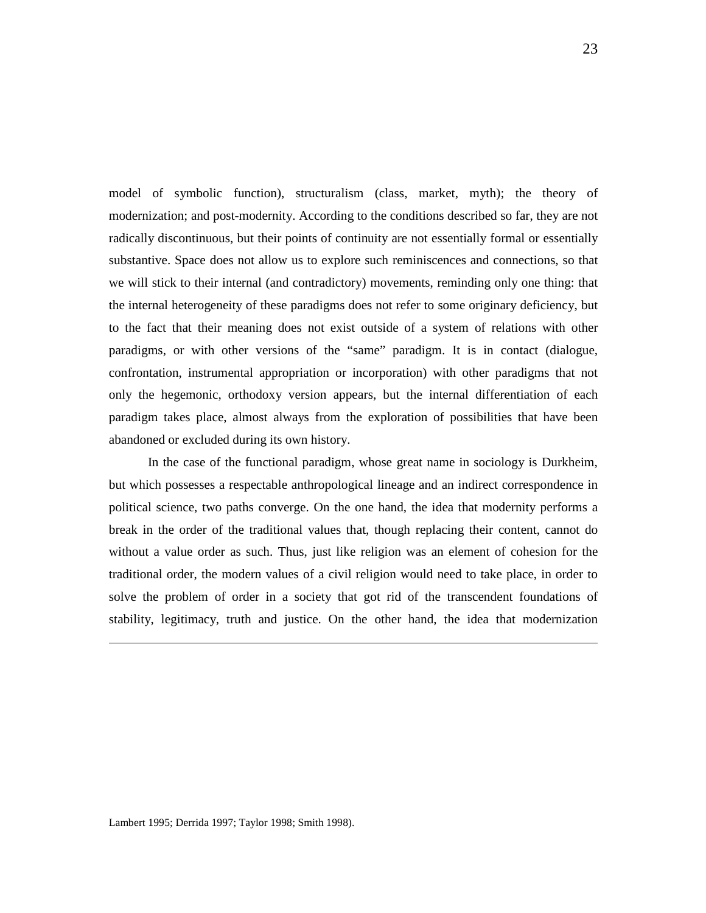model of symbolic function), structuralism (class, market, myth); the theory of modernization; and post-modernity. According to the conditions described so far, they are not radically discontinuous, but their points of continuity are not essentially formal or essentially substantive. Space does not allow us to explore such reminiscences and connections, so that we will stick to their internal (and contradictory) movements, reminding only one thing: that the internal heterogeneity of these paradigms does not refer to some originary deficiency, but to the fact that their meaning does not exist outside of a system of relations with other paradigms, or with other versions of the "same" paradigm. It is in contact (dialogue, confrontation, instrumental appropriation or incorporation) with other paradigms that not only the hegemonic, orthodoxy version appears, but the internal differentiation of each paradigm takes place, almost always from the exploration of possibilities that have been abandoned or excluded during its own history.

In the case of the functional paradigm, whose great name in sociology is Durkheim, but which possesses a respectable anthropological lineage and an indirect correspondence in political science, two paths converge. On the one hand, the idea that modernity performs a break in the order of the traditional values that, though replacing their content, cannot do without a value order as such. Thus, just like religion was an element of cohesion for the traditional order, the modern values of a civil religion would need to take place, in order to solve the problem of order in a society that got rid of the transcendent foundations of stability, legitimacy, truth and justice. On the other hand, the idea that modernization

---

Lambert 1995; Derrida 1997; Taylor 1998; Smith 1998).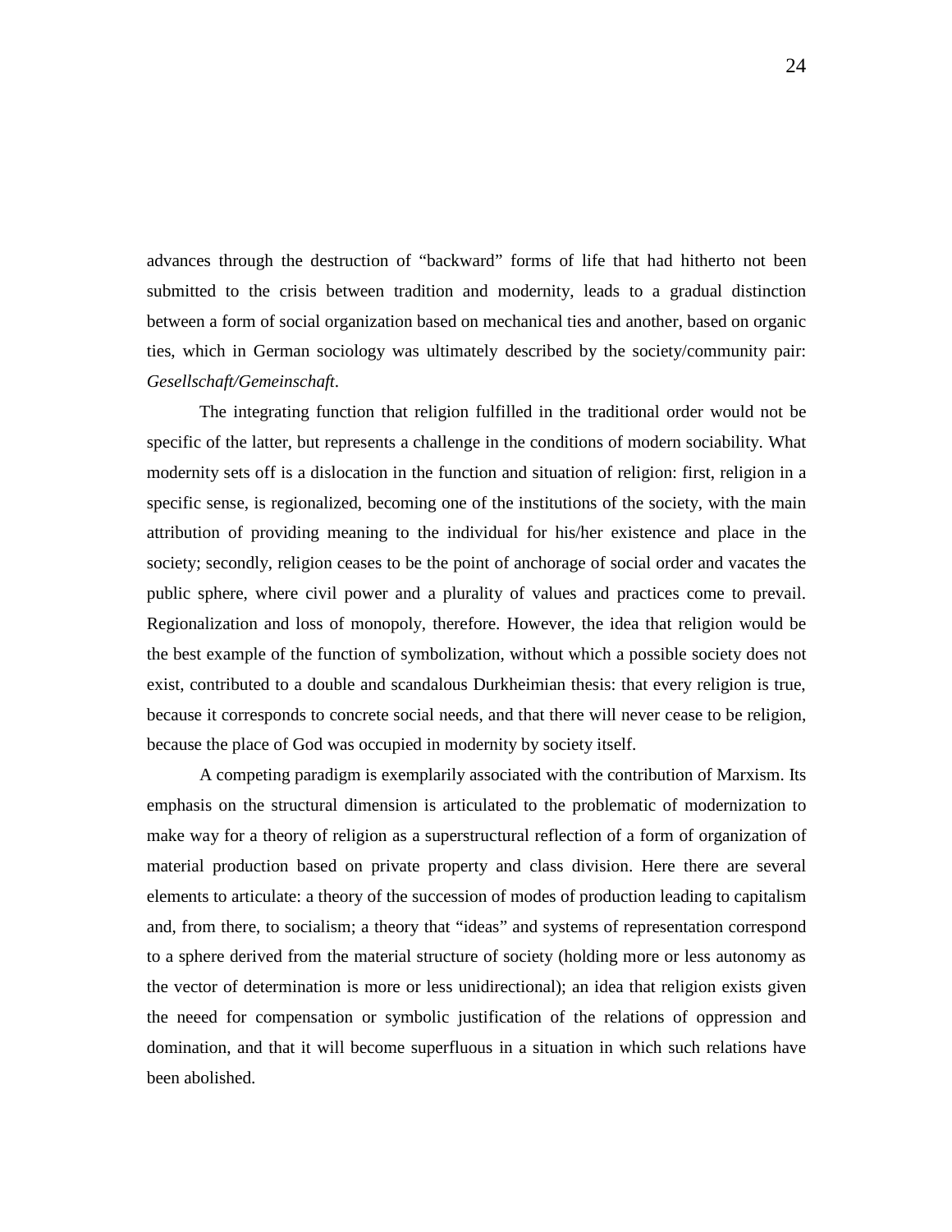advances through the destruction of "backward" forms of life that had hitherto not been submitted to the crisis between tradition and modernity, leads to a gradual distinction between a form of social organization based on mechanical ties and another, based on organic ties, which in German sociology was ultimately described by the society/community pair: *Gesellschaft/Gemeinschaft*.

The integrating function that religion fulfilled in the traditional order would not be specific of the latter, but represents a challenge in the conditions of modern sociability. What modernity sets off is a dislocation in the function and situation of religion: first, religion in a specific sense, is regionalized, becoming one of the institutions of the society, with the main attribution of providing meaning to the individual for his/her existence and place in the society; secondly, religion ceases to be the point of anchorage of social order and vacates the public sphere, where civil power and a plurality of values and practices come to prevail. Regionalization and loss of monopoly, therefore. However, the idea that religion would be the best example of the function of symbolization, without which a possible society does not exist, contributed to a double and scandalous Durkheimian thesis: that every religion is true, because it corresponds to concrete social needs, and that there will never cease to be religion, because the place of God was occupied in modernity by society itself.

A competing paradigm is exemplarily associated with the contribution of Marxism. Its emphasis on the structural dimension is articulated to the problematic of modernization to make way for a theory of religion as a superstructural reflection of a form of organization of material production based on private property and class division. Here there are several elements to articulate: a theory of the succession of modes of production leading to capitalism and, from there, to socialism; a theory that "ideas" and systems of representation correspond to a sphere derived from the material structure of society (holding more or less autonomy as the vector of determination is more or less unidirectional); an idea that religion exists given the neeed for compensation or symbolic justification of the relations of oppression and domination, and that it will become superfluous in a situation in which such relations have been abolished.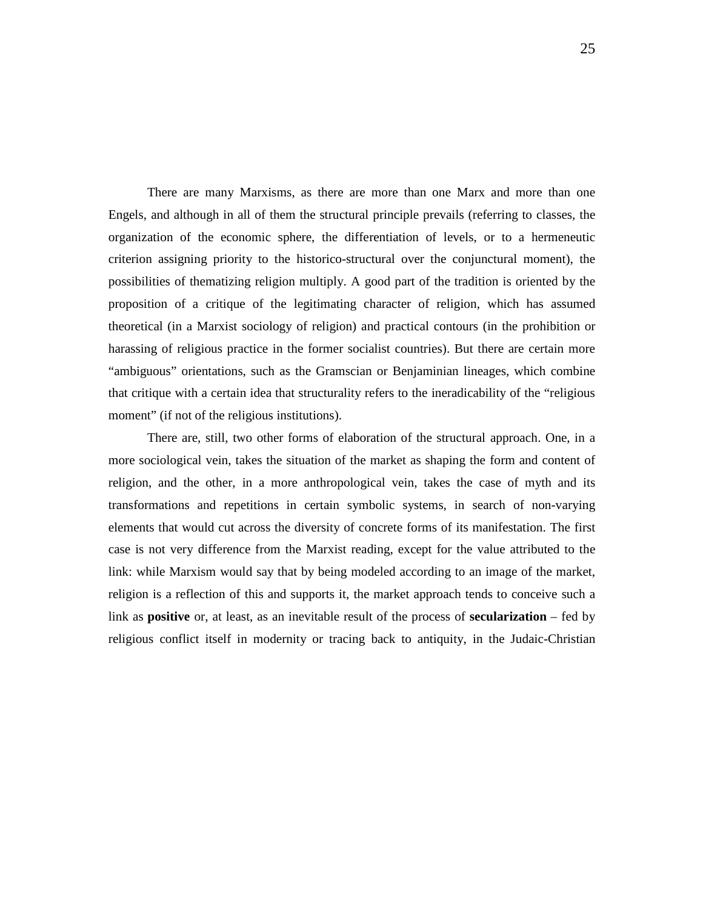There are many Marxisms, as there are more than one Marx and more than one Engels, and although in all of them the structural principle prevails (referring to classes, the organization of the economic sphere, the differentiation of levels, or to a hermeneutic criterion assigning priority to the historico-structural over the conjunctural moment), the possibilities of thematizing religion multiply. A good part of the tradition is oriented by the proposition of a critique of the legitimating character of religion, which has assumed theoretical (in a Marxist sociology of religion) and practical contours (in the prohibition or harassing of religious practice in the former socialist countries). But there are certain more "ambiguous" orientations, such as the Gramscian or Benjaminian lineages, which combine that critique with a certain idea that structurality refers to the ineradicability of the "religious moment" (if not of the religious institutions).

There are, still, two other forms of elaboration of the structural approach. One, in a more sociological vein, takes the situation of the market as shaping the form and content of religion, and the other, in a more anthropological vein, takes the case of myth and its transformations and repetitions in certain symbolic systems, in search of non-varying elements that would cut across the diversity of concrete forms of its manifestation. The first case is not very difference from the Marxist reading, except for the value attributed to the link: while Marxism would say that by being modeled according to an image of the market, religion is a reflection of this and supports it, the market approach tends to conceive such a link as **positive** or, at least, as an inevitable result of the process of **secularization** – fed by religious conflict itself in modernity or tracing back to antiquity, in the Judaic-Christian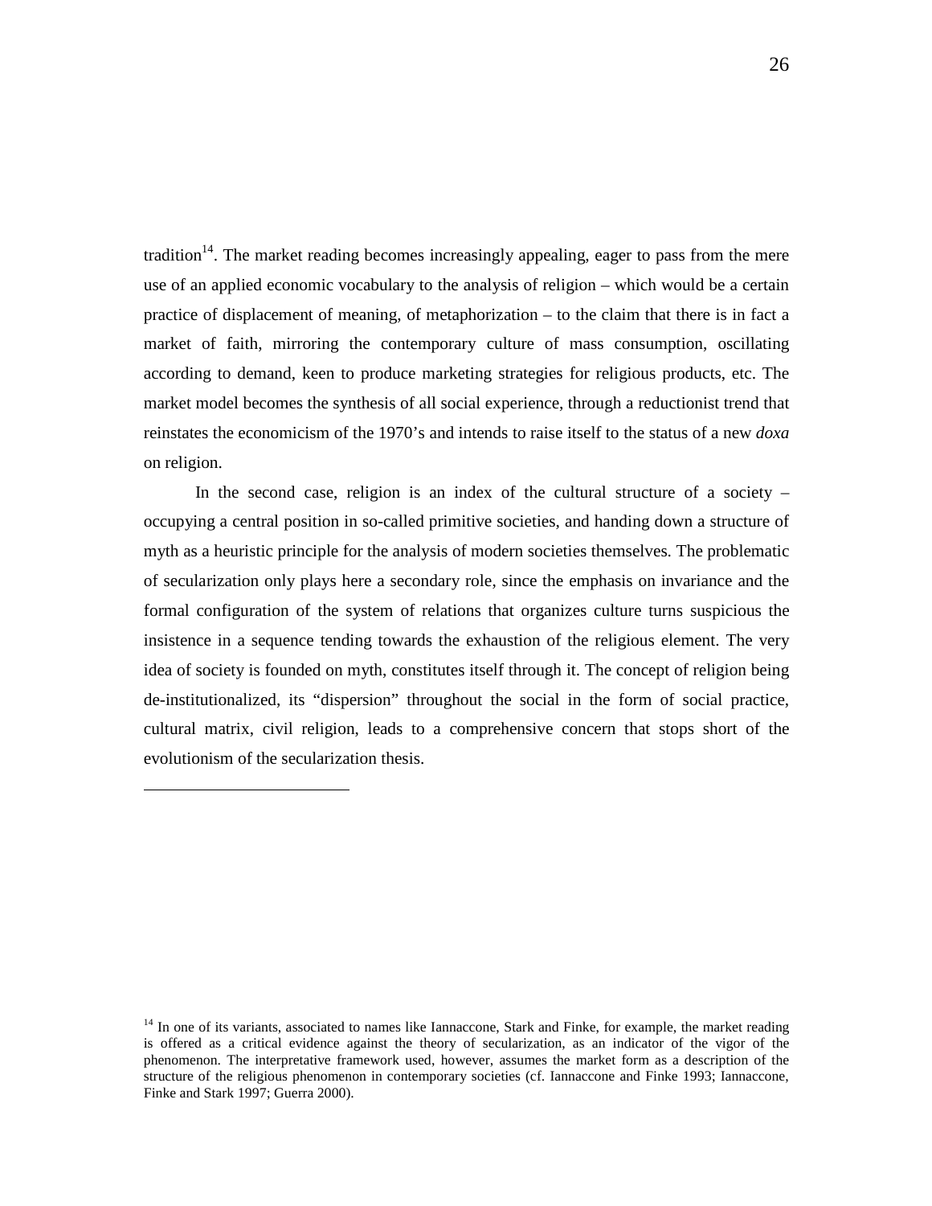tradition[14]. The market reading becomes increasingly appealing, eager to pass from the mere use of an applied economic vocabulary to the analysis of religion – which would be a certain practice of displacement of meaning, of metaphorization – to the claim that there is in fact a market of faith, mirroring the contemporary culture of mass consumption, oscillating according to demand, keen to produce marketing strategies for religious products, etc. The market model becomes the synthesis of all social experience, through a reductionist trend that reinstates the economicism of the 1970's and intends to raise itself to the status of a new *doxa* on religion.

In the second case, religion is an index of the cultural structure of a society – occupying a central position in so-called primitive societies, and handing down a structure of myth as a heuristic principle for the analysis of modern societies themselves. The problematic of secularization only plays here a secondary role, since the emphasis on invariance and the formal configuration of the system of relations that organizes culture turns suspicious the insistence in a sequence tending towards the exhaustion of the religious element. The very idea of society is founded on myth, constitutes itself through it. The concept of religion being de-institutionalized, its "dispersion" throughout the social in the form of social practice, cultural matrix, civil religion, leads to a comprehensive concern that stops short of the evolutionism of the secularization thesis.

---

[14] In one of its variants, associated to names like Iannaccone, Stark and Finke, for example, the market reading is offered as a critical evidence against the theory of secularization, as an indicator of the vigor of the phenomenon. The interpretative framework used, however, assumes the market form as a description of the structure of the religious phenomenon in contemporary societies (cf. Iannaccone and Finke 1993; Iannaccone, Finke and Stark 1997; Guerra 2000).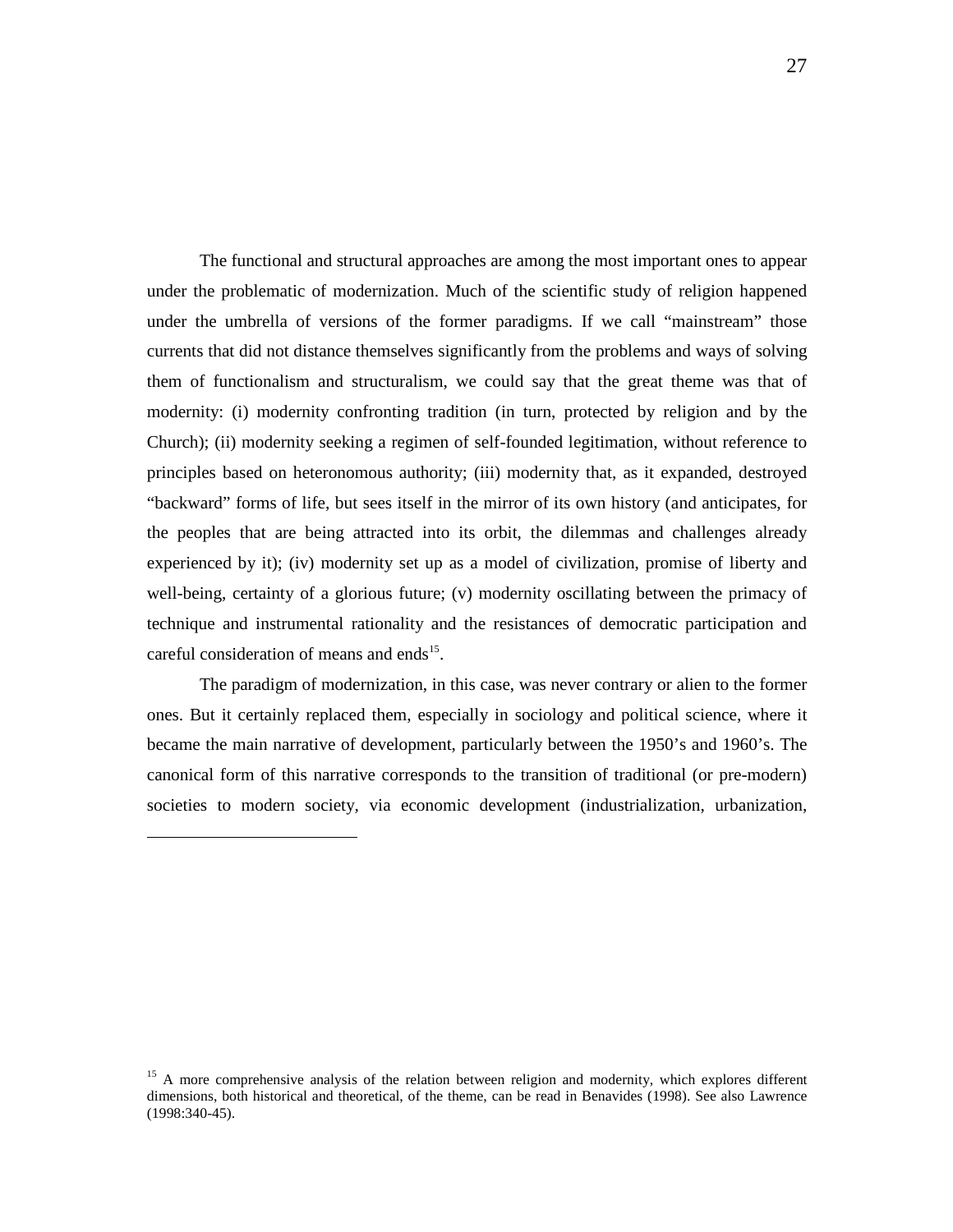The functional and structural approaches are among the most important ones to appear under the problematic of modernization. Much of the scientific study of religion happened under the umbrella of versions of the former paradigms. If we call "mainstream" those currents that did not distance themselves significantly from the problems and ways of solving them of functionalism and structuralism, we could say that the great theme was that of modernity: (i) modernity confronting tradition (in turn, protected by religion and by the Church); (ii) modernity seeking a regimen of self-founded legitimation, without reference to principles based on heteronomous authority; (iii) modernity that, as it expanded, destroyed "backward" forms of life, but sees itself in the mirror of its own history (and anticipates, for the peoples that are being attracted into its orbit, the dilemmas and challenges already experienced by it); (iv) modernity set up as a model of civilization, promise of liberty and well-being, certainty of a glorious future; (v) modernity oscillating between the primacy of technique and instrumental rationality and the resistances of democratic participation and careful consideration of means and ends[15].

The paradigm of modernization, in this case, was never contrary or alien to the former ones. But it certainly replaced them, especially in sociology and political science, where it became the main narrative of development, particularly between the 1950's and 1960's. The canonical form of this narrative corresponds to the transition of traditional (or pre-modern) societies to modern society, via economic development (industrialization, urbanization,

---

[15] A more comprehensive analysis of the relation between religion and modernity, which explores different dimensions, both historical and theoretical, of the theme, can be read in Benavides (1998). See also Lawrence (1998:340-45).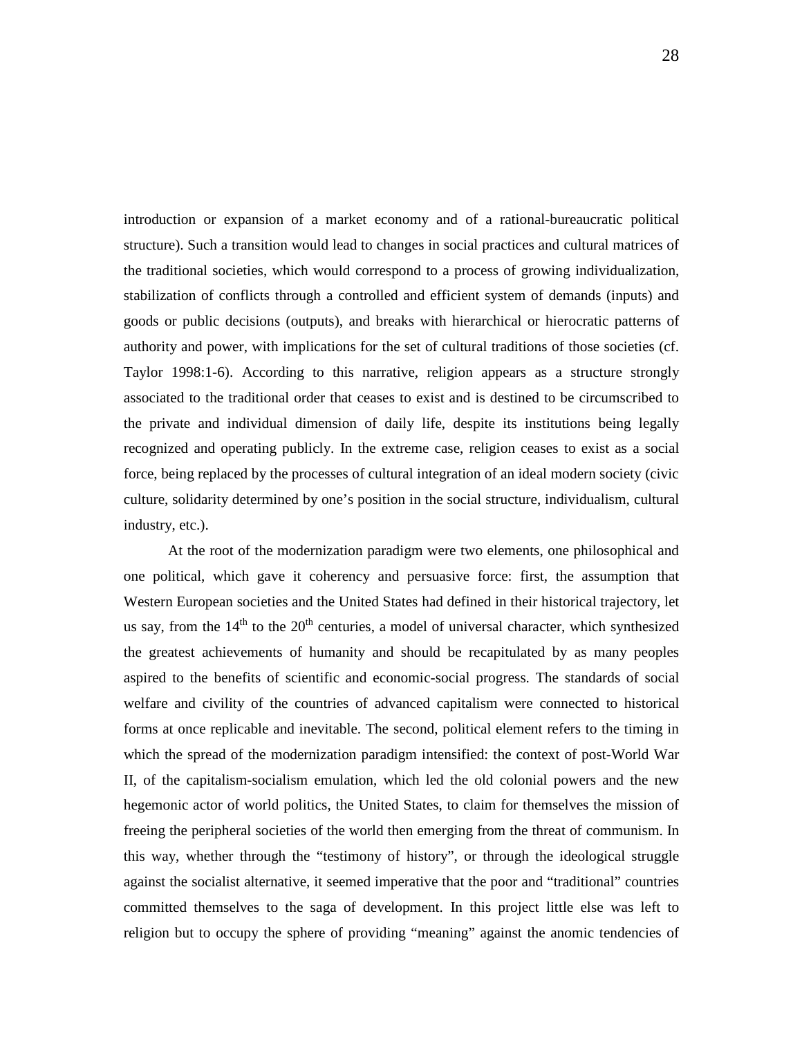introduction or expansion of a market economy and of a rational-bureaucratic political structure). Such a transition would lead to changes in social practices and cultural matrices of the traditional societies, which would correspond to a process of growing individualization, stabilization of conflicts through a controlled and efficient system of demands (inputs) and goods or public decisions (outputs), and breaks with hierarchical or hierocratic patterns of authority and power, with implications for the set of cultural traditions of those societies (cf. Taylor 1998:1-6). According to this narrative, religion appears as a structure strongly associated to the traditional order that ceases to exist and is destined to be circumscribed to the private and individual dimension of daily life, despite its institutions being legally recognized and operating publicly. In the extreme case, religion ceases to exist as a social force, being replaced by the processes of cultural integration of an ideal modern society (civic culture, solidarity determined by one's position in the social structure, individualism, cultural industry, etc.).

At the root of the modernization paradigm were two elements, one philosophical and one political, which gave it coherency and persuasive force: first, the assumption that Western European societies and the United States had defined in their historical trajectory, let us say, from the 14th to the 20th centuries, a model of universal character, which synthesized the greatest achievements of humanity and should be recapitulated by as many peoples aspired to the benefits of scientific and economic-social progress. The standards of social welfare and civility of the countries of advanced capitalism were connected to historical forms at once replicable and inevitable. The second, political element refers to the timing in which the spread of the modernization paradigm intensified: the context of post-World War II, of the capitalism-socialism emulation, which led the old colonial powers and the new hegemonic actor of world politics, the United States, to claim for themselves the mission of freeing the peripheral societies of the world then emerging from the threat of communism. In this way, whether through the "testimony of history", or through the ideological struggle against the socialist alternative, it seemed imperative that the poor and "traditional" countries committed themselves to the saga of development. In this project little else was left to religion but to occupy the sphere of providing "meaning" against the anomic tendencies of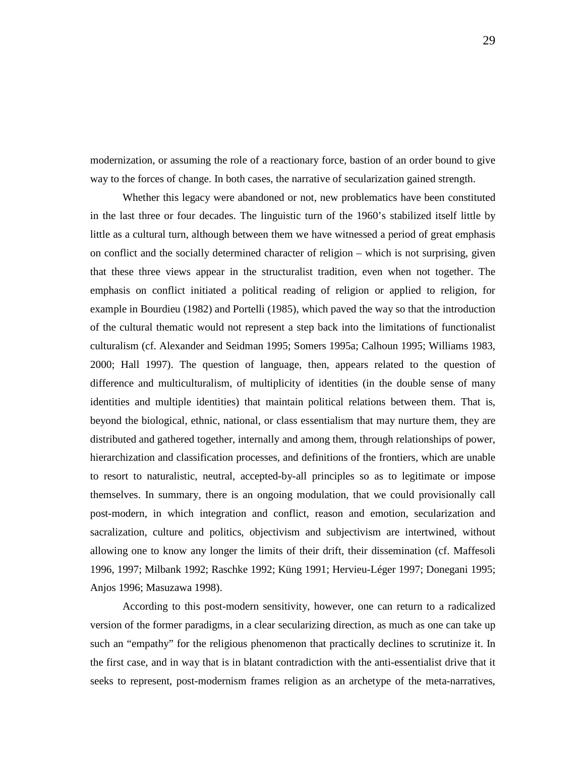modernization, or assuming the role of a reactionary force, bastion of an order bound to give way to the forces of change. In both cases, the narrative of secularization gained strength.

Whether this legacy were abandoned or not, new problematics have been constituted in the last three or four decades. The linguistic turn of the 1960's stabilized itself little by little as a cultural turn, although between them we have witnessed a period of great emphasis on conflict and the socially determined character of religion – which is not surprising, given that these three views appear in the structuralist tradition, even when not together. The emphasis on conflict initiated a political reading of religion or applied to religion, for example in Bourdieu (1982) and Portelli (1985), which paved the way so that the introduction of the cultural thematic would not represent a step back into the limitations of functionalist culturalism (cf. Alexander and Seidman 1995; Somers 1995a; Calhoun 1995; Williams 1983, 2000; Hall 1997). The question of language, then, appears related to the question of difference and multiculturalism, of multiplicity of identities (in the double sense of many identities and multiple identities) that maintain political relations between them. That is, beyond the biological, ethnic, national, or class essentialism that may nurture them, they are distributed and gathered together, internally and among them, through relationships of power, hierarchization and classification processes, and definitions of the frontiers, which are unable to resort to naturalistic, neutral, accepted-by-all principles so as to legitimate or impose themselves. In summary, there is an ongoing modulation, that we could provisionally call post-modern, in which integration and conflict, reason and emotion, secularization and sacralization, culture and politics, objectivism and subjectivism are intertwined, without allowing one to know any longer the limits of their drift, their dissemination (cf. Maffesoli 1996, 1997; Milbank 1992; Raschke 1992; Küng 1991; Hervieu-Léger 1997; Donegani 1995; Anjos 1996; Masuzawa 1998).

According to this post-modern sensitivity, however, one can return to a radicalized version of the former paradigms, in a clear secularizing direction, as much as one can take up such an "empathy" for the religious phenomenon that practically declines to scrutinize it. In the first case, and in way that is in blatant contradiction with the anti-essentialist drive that it seeks to represent, post-modernism frames religion as an archetype of the meta-narratives,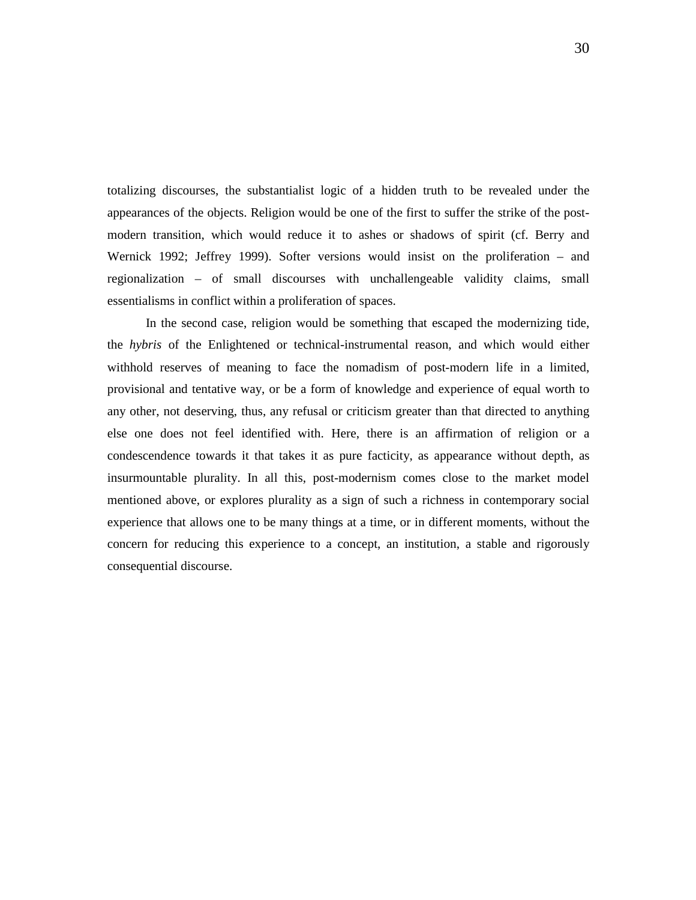totalizing discourses, the substantialist logic of a hidden truth to be revealed under the appearances of the objects. Religion would be one of the first to suffer the strike of the post-modern transition, which would reduce it to ashes or shadows of spirit (cf. Berry and Wernick 1992; Jeffrey 1999). Softer versions would insist on the proliferation – and regionalization – of small discourses with unchallengeable validity claims, small essentialisms in conflict within a proliferation of spaces.

In the second case, religion would be something that escaped the modernizing tide, the *hybris* of the Enlightened or technical-instrumental reason, and which would either withhold reserves of meaning to face the nomadism of post-modern life in a limited, provisional and tentative way, or be a form of knowledge and experience of equal worth to any other, not deserving, thus, any refusal or criticism greater than that directed to anything else one does not feel identified with. Here, there is an affirmation of religion or a condescendence towards it that takes it as pure facticity, as appearance without depth, as insurmountable plurality. In all this, post-modernism comes close to the market model mentioned above, or explores plurality as a sign of such a richness in contemporary social experience that allows one to be many things at a time, or in different moments, without the concern for reducing this experience to a concept, an institution, a stable and rigorously consequential discourse.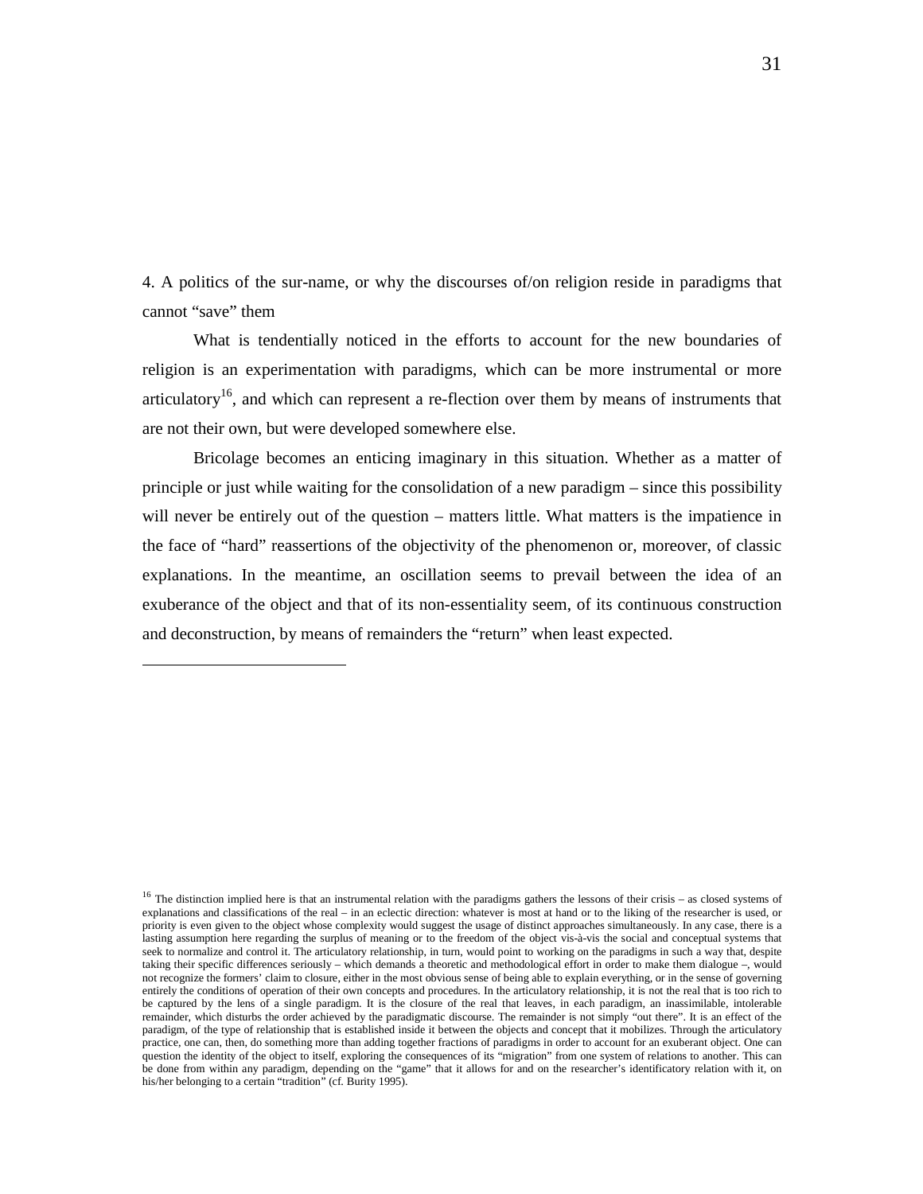## 4. A politics of the sur-name, or why the discourses of/on religion reside in paradigms that cannot "save" them

What is tendentially noticed in the efforts to account for the new boundaries of religion is an experimentation with paradigms, which can be more instrumental or more articulatory[16], and which can represent a re-flection over them by means of instruments that are not their own, but were developed somewhere else.

Bricolage becomes an enticing imaginary in this situation. Whether as a matter of principle or just while waiting for the consolidation of a new paradigm – since this possibility will never be entirely out of the question – matters little. What matters is the impatience in the face of "hard" reassertions of the objectivity of the phenomenon or, moreover, of classic explanations. In the meantime, an oscillation seems to prevail between the idea of an exuberance of the object and that of its non-essentiality seem, of its continuous construction and deconstruction, by means of remainders the "return" when least expected.

---

[16] The distinction implied here is that an instrumental relation with the paradigms gathers the lessons of their crisis – as closed systems of explanations and classifications of the real – in an eclectic direction: whatever is most at hand or to the liking of the researcher is used, or priority is even given to the object whose complexity would suggest the usage of distinct approaches simultaneously. In any case, there is a lasting assumption here regarding the surplus of meaning or to the freedom of the object vis-à-vis the social and conceptual systems that seek to normalize and control it. The articulatory relationship, in turn, would point to working on the paradigms in such a way that, despite taking their specific differences seriously – which demands a theoretic and methodological effort in order to make them dialogue –, would not recognize the formers' claim to closure, either in the most obvious sense of being able to explain everything, or in the sense of governing entirely the conditions of operation of their own concepts and procedures. In the articulatory relationship, it is not the real that is too rich to be captured by the lens of a single paradigm. It is the closure of the real that leaves, in each paradigm, an inassimilable, intolerable remainder, which disturbs the order achieved by the paradigmatic discourse. The remainder is not simply "out there". It is an effect of the paradigm, of the type of relationship that is established inside it between the objects and concept that it mobilizes. Through the articulatory practice, one can, then, do something more than adding together fractions of paradigms in order to account for an exuberant object. One can question the identity of the object to itself, exploring the consequences of its "migration" from one system of relations to another. This can be done from within any paradigm, depending on the "game" that it allows for and on the researcher's identificatory relation with it, on his/her belonging to a certain "tradition" (cf. Burity 1995).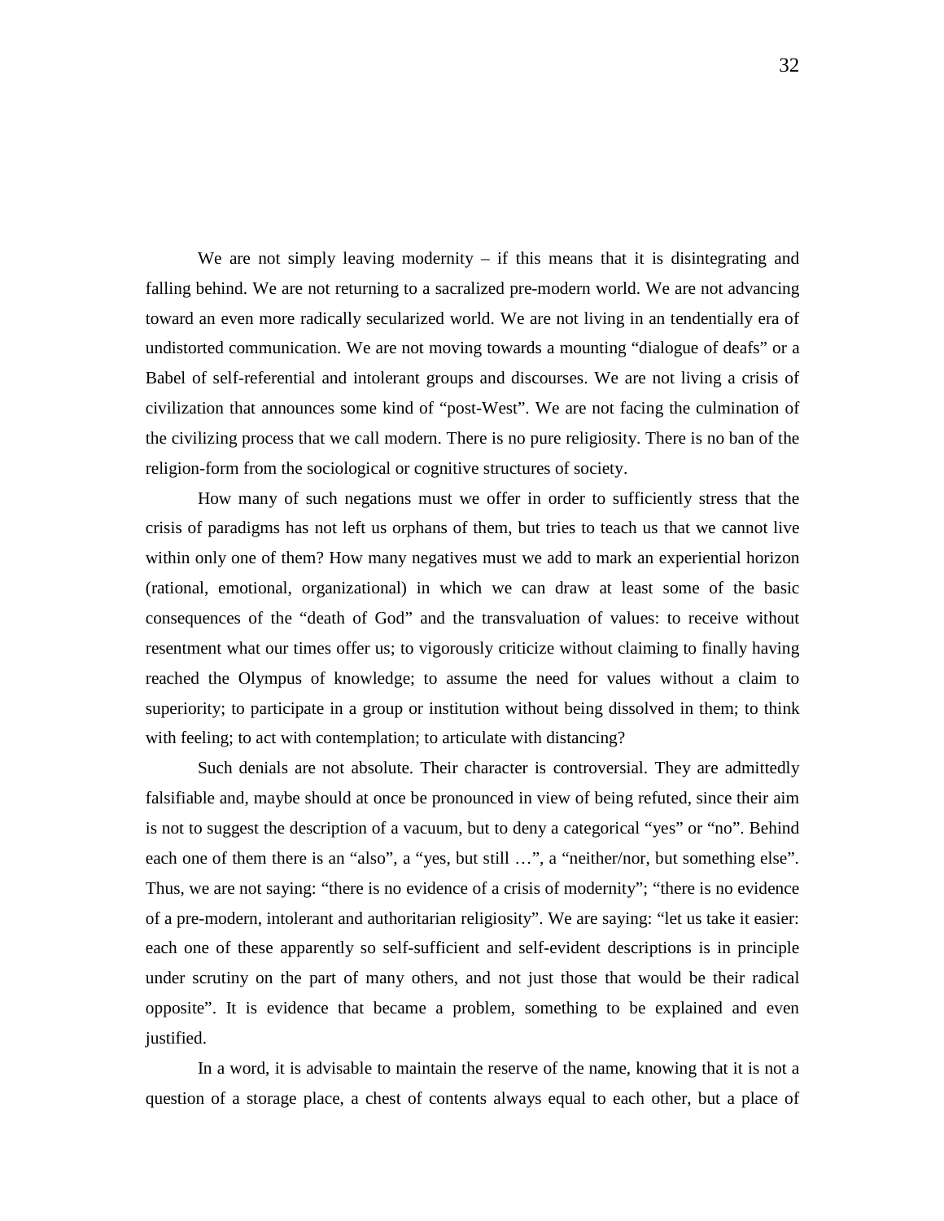We are not simply leaving modernity – if this means that it is disintegrating and falling behind. We are not returning to a sacralized pre-modern world. We are not advancing toward an even more radically secularized world. We are not living in an tendentially era of undistorted communication. We are not moving towards a mounting "dialogue of deafs" or a Babel of self-referential and intolerant groups and discourses. We are not living a crisis of civilization that announces some kind of "post-West". We are not facing the culmination of the civilizing process that we call modern. There is no pure religiosity. There is no ban of the religion-form from the sociological or cognitive structures of society.

How many of such negations must we offer in order to sufficiently stress that the crisis of paradigms has not left us orphans of them, but tries to teach us that we cannot live within only one of them? How many negatives must we add to mark an experiential horizon (rational, emotional, organizational) in which we can draw at least some of the basic consequences of the "death of God" and the transvaluation of values: to receive without resentment what our times offer us; to vigorously criticize without claiming to finally having reached the Olympus of knowledge; to assume the need for values without a claim to superiority; to participate in a group or institution without being dissolved in them; to think with feeling; to act with contemplation; to articulate with distancing?

Such denials are not absolute. Their character is controversial. They are admittedly falsifiable and, maybe should at once be pronounced in view of being refuted, since their aim is not to suggest the description of a vacuum, but to deny a categorical "yes" or "no". Behind each one of them there is an "also", a "yes, but still …", a "neither/nor, but something else". Thus, we are not saying: "there is no evidence of a crisis of modernity"; "there is no evidence of a pre-modern, intolerant and authoritarian religiosity". We are saying: "let us take it easier: each one of these apparently so self-sufficient and self-evident descriptions is in principle under scrutiny on the part of many others, and not just those that would be their radical opposite". It is evidence that became a problem, something to be explained and even justified.

In a word, it is advisable to maintain the reserve of the name, knowing that it is not a question of a storage place, a chest of contents always equal to each other, but a place of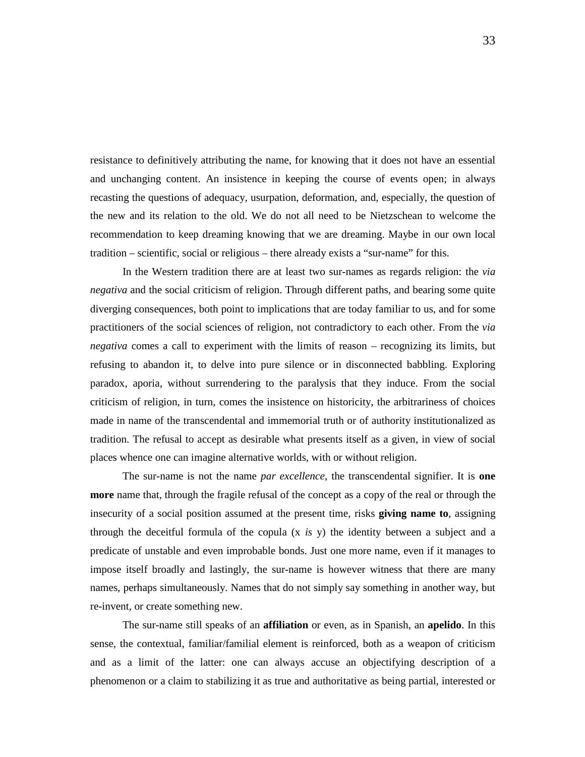resistance to definitively attributing the name, for knowing that it does not have an essential and unchanging content. An insistence in keeping the course of events open; in always recasting the questions of adequacy, usurpation, deformation, and, especially, the question of the new and its relation to the old. We do not all need to be Nietzschean to welcome the recommendation to keep dreaming knowing that we are dreaming. Maybe in our own local tradition – scientific, social or religious – there already exists a "sur-name" for this.

In the Western tradition there are at least two sur-names as regards religion: the *via negativa* and the social criticism of religion. Through different paths, and bearing some quite diverging consequences, both point to implications that are today familiar to us, and for some practitioners of the social sciences of religion, not contradictory to each other. From the *via negativa* comes a call to experiment with the limits of reason – recognizing its limits, but refusing to abandon it, to delve into pure silence or in disconnected babbling. Exploring paradox, aporia, without surrendering to the paralysis that they induce. From the social criticism of religion, in turn, comes the insistence on historicity, the arbitrariness of choices made in name of the transcendental and immemorial truth or of authority institutionalized as tradition. The refusal to accept as desirable what presents itself as a given, in view of social places whence one can imagine alternative worlds, with or without religion.

The sur-name is not the name *par excellence*, the transcendental signifier. It is **one more** name that, through the fragile refusal of the concept as a copy of the real or through the insecurity of a social position assumed at the present time, risks **giving name to**, assigning through the deceitful formula of the copula (x *is* y) the identity between a subject and a predicate of unstable and even improbable bonds. Just one more name, even if it manages to impose itself broadly and lastingly, the sur-name is however witness that there are many names, perhaps simultaneously. Names that do not simply say something in another way, but re-invent, or create something new.

The sur-name still speaks of an **affiliation** or even, as in Spanish, an **apelido**. In this sense, the contextual, familiar/familial element is reinforced, both as a weapon of criticism and as a limit of the latter: one can always accuse an objectifying description of a phenomenon or a claim to stabilizing it as true and authoritative as being partial, interested or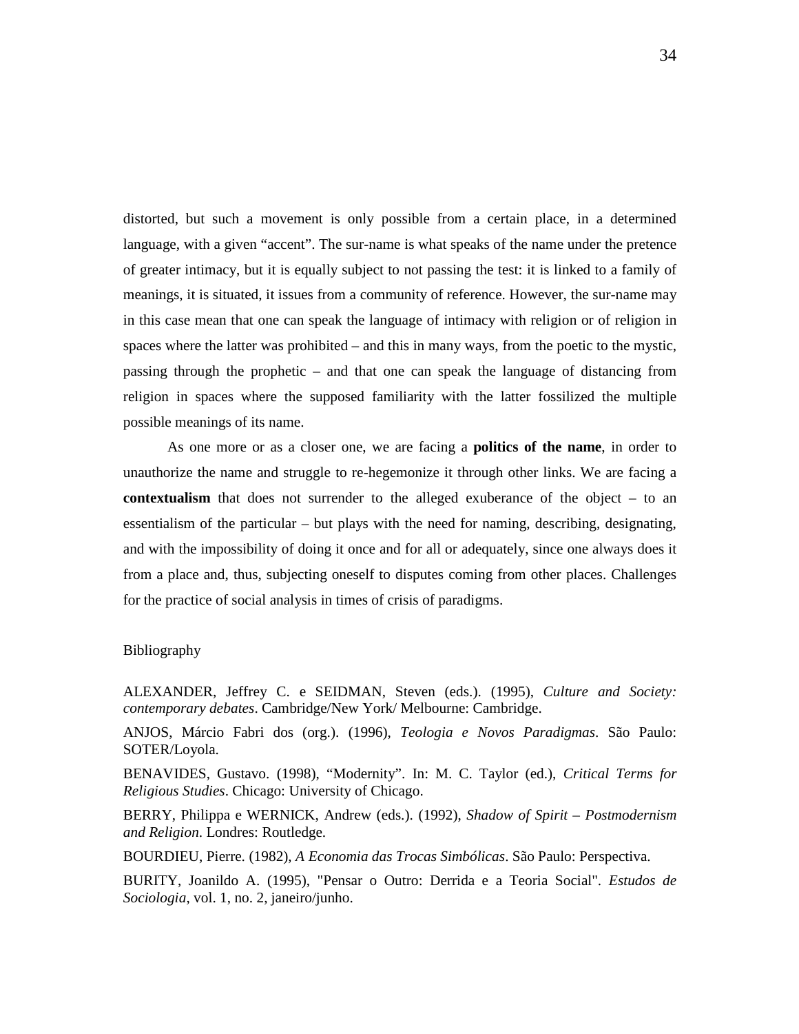distorted, but such a movement is only possible from a certain place, in a determined language, with a given "accent". The sur-name is what speaks of the name under the pretence of greater intimacy, but it is equally subject to not passing the test: it is linked to a family of meanings, it is situated, it issues from a community of reference. However, the sur-name may in this case mean that one can speak the language of intimacy with religion or of religion in spaces where the latter was prohibited – and this in many ways, from the poetic to the mystic, passing through the prophetic – and that one can speak the language of distancing from religion in spaces where the supposed familiarity with the latter fossilized the multiple possible meanings of its name.

As one more or as a closer one, we are facing a **politics of the name**, in order to unauthorize the name and struggle to re-hegemonize it through other links. We are facing a **contextualism** that does not surrender to the alleged exuberance of the object – to an essentialism of the particular – but plays with the need for naming, describing, designating, and with the impossibility of doing it once and for all or adequately, since one always does it from a place and, thus, subjecting oneself to disputes coming from other places. Challenges for the practice of social analysis in times of crisis of paradigms.

Bibliography

ALEXANDER, Jeffrey C. e SEIDMAN, Steven (eds.). (1995), *Culture and Society: contemporary debates*. Cambridge/New York/ Melbourne: Cambridge.

ANJOS, Márcio Fabri dos (org.). (1996), *Teologia e Novos Paradigmas*. São Paulo: SOTER/Loyola.

BENAVIDES, Gustavo. (1998), "Modernity". In: M. C. Taylor (ed.), *Critical Terms for Religious Studies*. Chicago: University of Chicago.

BERRY, Philippa e WERNICK, Andrew (eds.). (1992), *Shadow of Spirit – Postmodernism and Religion*. Londres: Routledge.

BOURDIEU, Pierre. (1982), *A Economia das Trocas Simbólicas*. São Paulo: Perspectiva.

BURITY, Joanildo A. (1995), "Pensar o Outro: Derrida e a Teoria Social". *Estudos de Sociologia*, vol. 1, no. 2, janeiro/junho.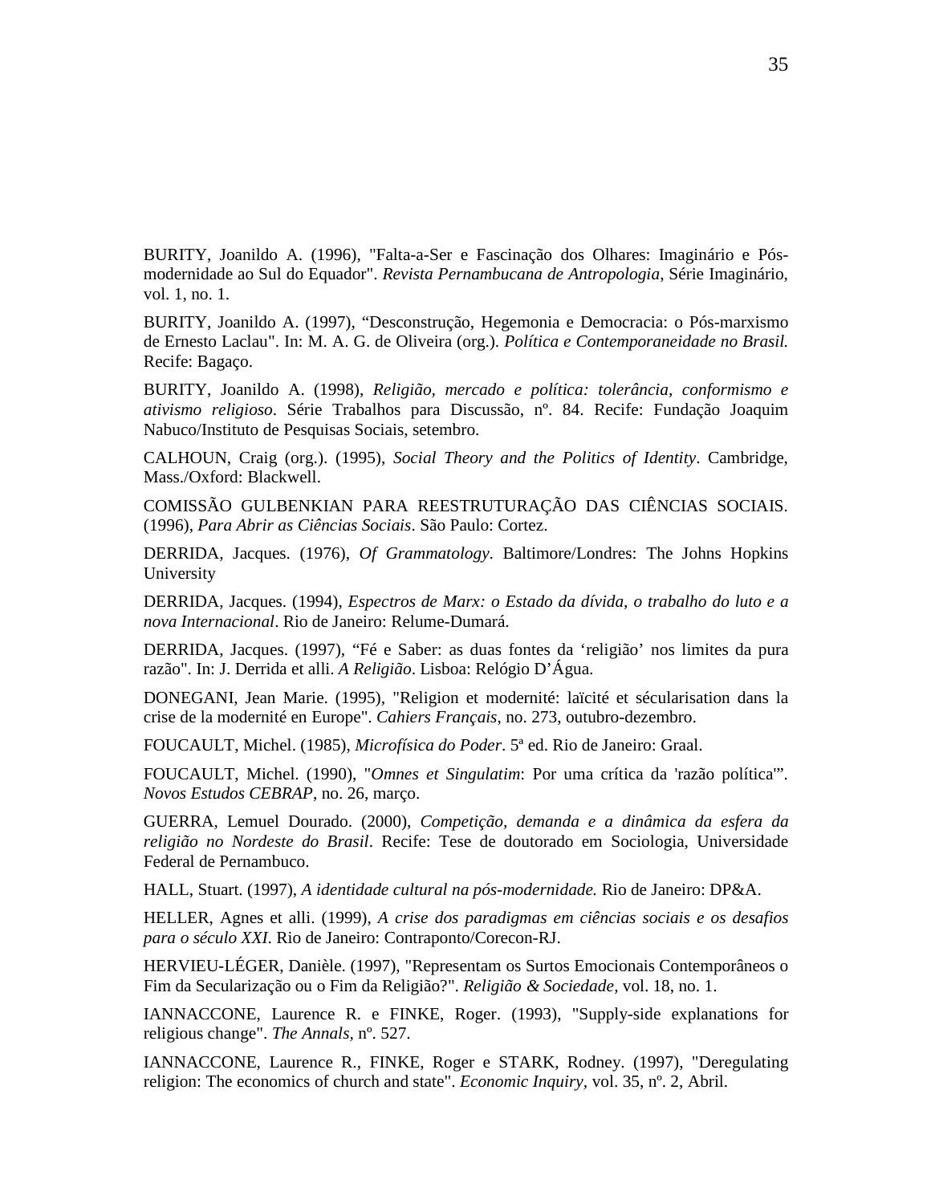BURITY, Joanildo A. (1996), "Falta-a-Ser e Fascinação dos Olhares: Imaginário e Pós-modernidade ao Sul do Equador". *Revista Pernambucana de Antropologia*, Série Imaginário, vol. 1, no. 1.

BURITY, Joanildo A. (1997), "Desconstrução, Hegemonia e Democracia: o Pós-marxismo de Ernesto Laclau". In: M. A. G. de Oliveira (org.). *Política e Contemporaneidade no Brasil.* Recife: Bagaço.

BURITY, Joanildo A. (1998), *Religião, mercado e política: tolerância, conformismo e ativismo religioso*. Série Trabalhos para Discussão, nº. 84. Recife: Fundação Joaquim Nabuco/Instituto de Pesquisas Sociais, setembro.

CALHOUN, Craig (org.). (1995), *Social Theory and the Politics of Identity*. Cambridge, Mass./Oxford: Blackwell.

COMISSÃO GULBENKIAN PARA REESTRUTURAÇÃO DAS CIÊNCIAS SOCIAIS. (1996), *Para Abrir as Ciências Sociais*. São Paulo: Cortez.

DERRIDA, Jacques. (1976), *Of Grammatology*. Baltimore/Londres: The Johns Hopkins University

DERRIDA, Jacques. (1994), *Espectros de Marx: o Estado da dívida, o trabalho do luto e a nova Internacional*. Rio de Janeiro: Relume-Dumará.

DERRIDA, Jacques. (1997), "Fé e Saber: as duas fontes da 'religião' nos limites da pura razão". In: J. Derrida et alli. *A Religião*. Lisboa: Relógio D'Água.

DONEGANI, Jean Marie. (1995), "Religion et modernité: laïcité et sécularisation dans la crise de la modernité en Europe". *Cahiers Français*, no. 273, outubro-dezembro.

FOUCAULT, Michel. (1985), *Microfísica do Poder*. 5ª ed. Rio de Janeiro: Graal.

FOUCAULT, Michel. (1990), "*Omnes et Singulatim*: Por uma crítica da 'razão política'". *Novos Estudos CEBRAP*, no. 26, março.

GUERRA, Lemuel Dourado. (2000), *Competição, demanda e a dinâmica da esfera da religião no Nordeste do Brasil*. Recife: Tese de doutorado em Sociologia, Universidade Federal de Pernambuco.

HALL, Stuart. (1997), *A identidade cultural na pós-modernidade.* Rio de Janeiro: DP&A.

HELLER, Agnes et alli. (1999), *A crise dos paradigmas em ciências sociais e os desafios para o século XXI*. Rio de Janeiro: Contraponto/Corecon-RJ.

HERVIEU-LÉGER, Danièle. (1997), "Representam os Surtos Emocionais Contemporâneos o Fim da Secularização ou o Fim da Religião?". *Religião & Sociedade*, vol. 18, no. 1.

IANNACCONE, Laurence R. e FINKE, Roger. (1993), "Supply-side explanations for religious change". *The Annals,* nº. 527.

IANNACCONE, Laurence R., FINKE, Roger e STARK, Rodney. (1997), "Deregulating religion: The economics of church and state". *Economic Inquiry,* vol. 35, nº. 2, Abril.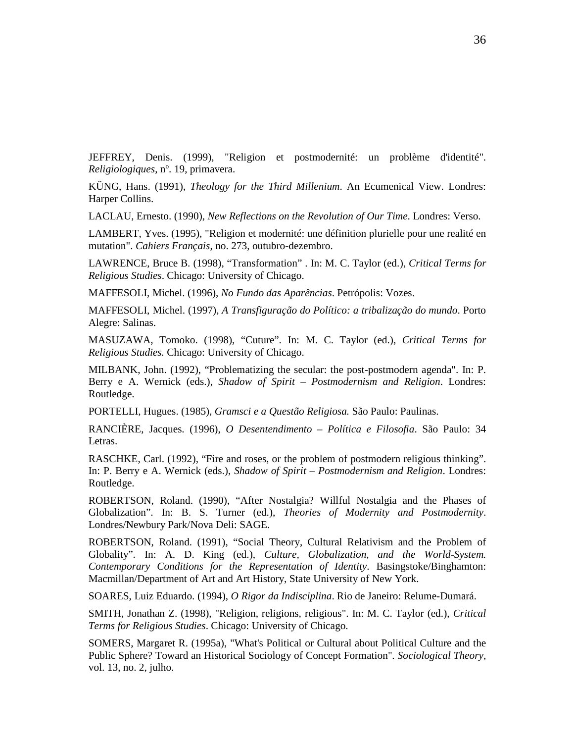JEFFREY, Denis. (1999), "Religion et postmodernité: un problème d'identité". *Religiologiques*, nº. 19, primavera.

KÜNG, Hans. (1991), *Theology for the Third Millenium*. An Ecumenical View. Londres: Harper Collins.

LACLAU, Ernesto. (1990), *New Reflections on the Revolution of Our Time*. Londres: Verso.

LAMBERT, Yves. (1995), "Religion et modernité: une définition plurielle pour une realité en mutation". *Cahiers Français*, no. 273, outubro-dezembro.

LAWRENCE, Bruce B. (1998), "Transformation" . In: M. C. Taylor (ed.), *Critical Terms for Religious Studies*. Chicago: University of Chicago.

MAFFESOLI, Michel. (1996), *No Fundo das Aparências*. Petrópolis: Vozes.

MAFFESOLI, Michel. (1997), *A Transfiguração do Político: a tribalização do mundo*. Porto Alegre: Salinas.

MASUZAWA, Tomoko. (1998), "Cuture". In: M. C. Taylor (ed.), *Critical Terms for Religious Studies.* Chicago: University of Chicago.

MILBANK, John. (1992), "Problematizing the secular: the post-postmodern agenda". In: P. Berry e A. Wernick (eds.), *Shadow of Spirit – Postmodernism and Religion*. Londres: Routledge.

PORTELLI, Hugues. (1985), *Gramsci e a Questão Religiosa.* São Paulo: Paulinas.

RANCIÈRE, Jacques. (1996), *O Desentendimento – Política e Filosofia*. São Paulo: 34 Letras.

RASCHKE, Carl. (1992), "Fire and roses, or the problem of postmodern religious thinking". In: P. Berry e A. Wernick (eds.), *Shadow of Spirit – Postmodernism and Religion*. Londres: Routledge.

ROBERTSON, Roland. (1990), "After Nostalgia? Willful Nostalgia and the Phases of Globalization". In: B. S. Turner (ed.), *Theories of Modernity and Postmodernity*. Londres/Newbury Park/Nova Deli: SAGE.

ROBERTSON, Roland. (1991), "Social Theory, Cultural Relativism and the Problem of Globality". In: A. D. King (ed.), *Culture, Globalization, and the World-System. Contemporary Conditions for the Representation of Identity*. Basingstoke/Binghamton: Macmillan/Department of Art and Art History, State University of New York.

SOARES, Luiz Eduardo. (1994), *O Rigor da Indisciplina*. Rio de Janeiro: Relume-Dumará.

SMITH, Jonathan Z. (1998), "Religion, religions, religious". In: M. C. Taylor (ed.), *Critical Terms for Religious Studies*. Chicago: University of Chicago.

SOMERS, Margaret R. (1995a), "What's Political or Cultural about Political Culture and the Public Sphere? Toward an Historical Sociology of Concept Formation". *Sociological Theory*, vol. 13, no. 2, julho.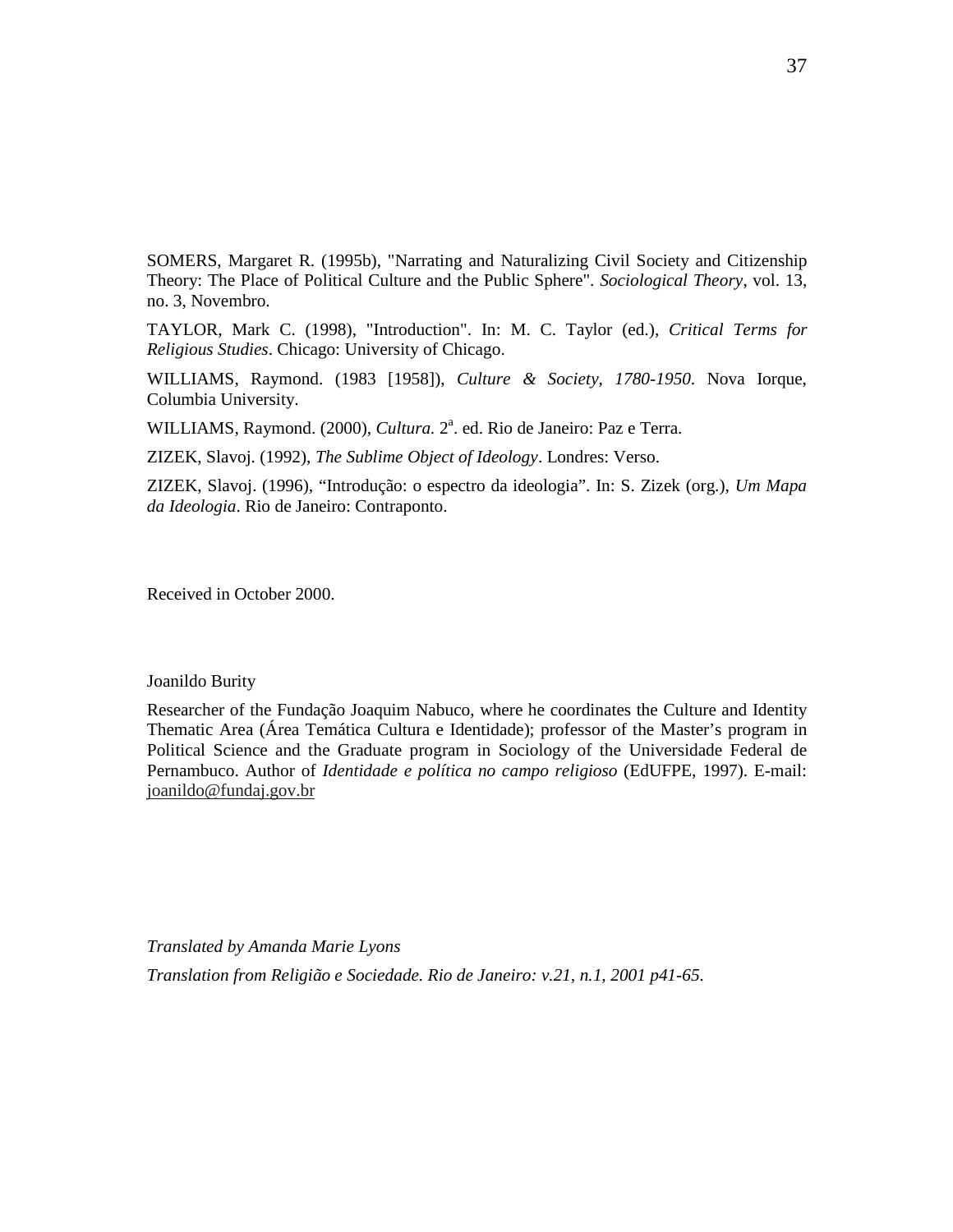SOMERS, Margaret R. (1995b), "Narrating and Naturalizing Civil Society and Citizenship Theory: The Place of Political Culture and the Public Sphere". *Sociological Theory*, vol. 13, no. 3, Novembro.

TAYLOR, Mark C. (1998), "Introduction". In: M. C. Taylor (ed.), *Critical Terms for Religious Studies*. Chicago: University of Chicago.

WILLIAMS, Raymond. (1983 [1958]), *Culture & Society, 1780-1950*. Nova Iorque, Columbia University.

WILLIAMS, Raymond. (2000), *Cultura*. 2ª. ed. Rio de Janeiro: Paz e Terra.

ZIZEK, Slavoj. (1992), *The Sublime Object of Ideology*. Londres: Verso.

ZIZEK, Slavoj. (1996), "Introdução: o espectro da ideologia". In: S. Zizek (org.), *Um Mapa da Ideologia*. Rio de Janeiro: Contraponto.

Received in October 2000.

Joanildo Burity

Researcher of the Fundação Joaquim Nabuco, where he coordinates the Culture and Identity Thematic Area (Área Temática Cultura e Identidade); professor of the Master's program in Political Science and the Graduate program in Sociology of the Universidade Federal de Pernambuco. Author of *Identidade e política no campo religioso* (EdUFPE, 1997). E-mail: joanildo@fundaj.gov.br

*Translated by Amanda Marie Lyons*

*Translation from Religião e Sociedade. Rio de Janeiro: v.21, n.1, 2001 p41-65.*